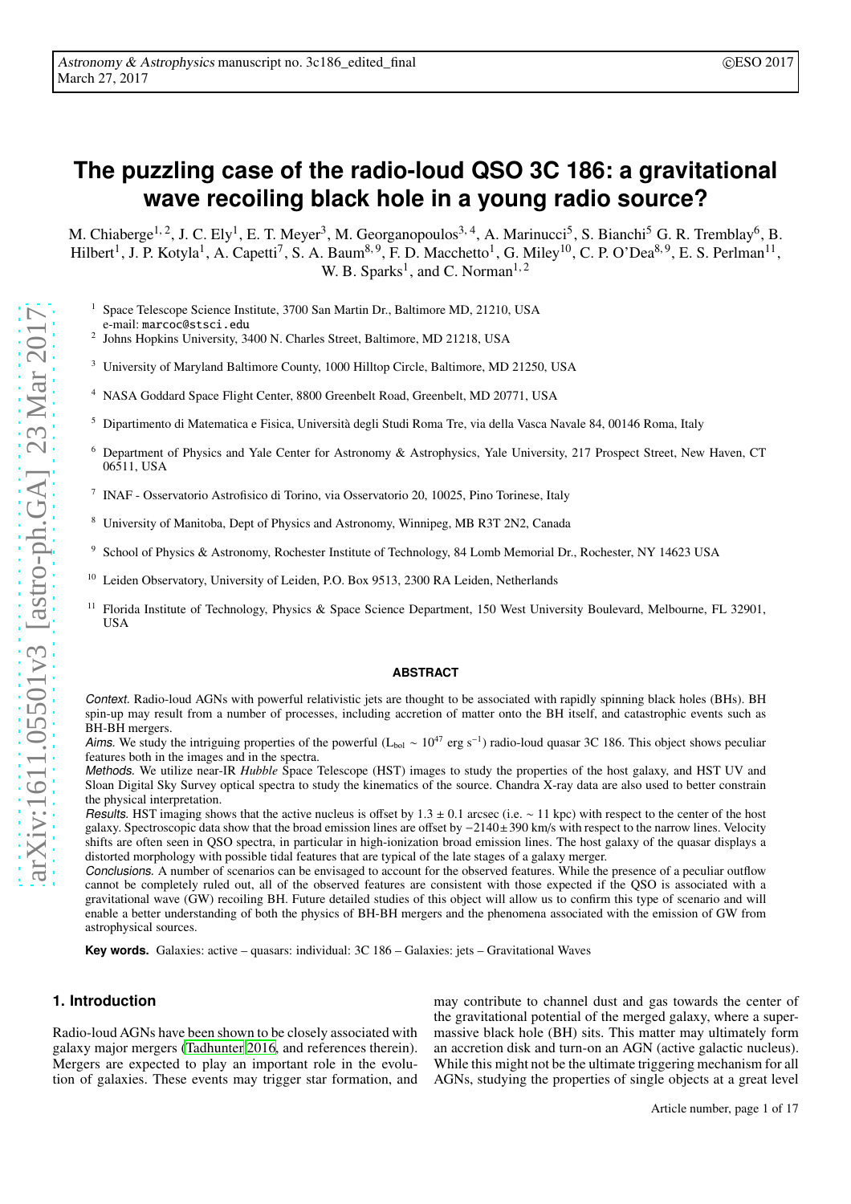# The puzzling case of the radio-loud QSO 3C 186: a gravitational wave recoiling black hole in a young radio source?

M. Chiaberge[1,2], J. C. Ely[1], E. T. Meyer[3], M. Georganopoulos[3,4], A. Marinucci[5], S. Bianchi[5] G. R. Tremblay[6], B. Hilbert[1], J. P. Kotyla[1], A. Capetti[7], S. A. Baum[8,9], F. D. Macchetto[1], G. Miley[10], C. P. O'Dea[8,9], E. S. Perlman[11], W. B. Sparks[1], and C. Norman[1,2]

[1] Space Telescope Science Institute, 3700 San Martin Dr., Baltimore MD, 21210, USA
e-mail: marcoc@stsci.edu

[2] Johns Hopkins University, 3400 N. Charles Street, Baltimore, MD 21218, USA

[3] University of Maryland Baltimore County, 1000 Hilltop Circle, Baltimore, MD 21250, USA

[4] NASA Goddard Space Flight Center, 8800 Greenbelt Road, Greenbelt, MD 20771, USA

[5] Dipartimento di Matematica e Fisica, Università degli Studi Roma Tre, via della Vasca Navale 84, 00146 Roma, Italy

[6] Department of Physics and Yale Center for Astronomy & Astrophysics, Yale University, 217 Prospect Street, New Haven, CT 06511, USA

[7] INAF - Osservatorio Astrofisico di Torino, via Osservatorio 20, 10025, Pino Torinese, Italy

[8] University of Manitoba, Dept of Physics and Astronomy, Winnipeg, MB R3T 2N2, Canada

[9] School of Physics & Astronomy, Rochester Institute of Technology, 84 Lomb Memorial Dr., Rochester, NY 14623 USA

[10] Leiden Observatory, University of Leiden, P.O. Box 9513, 2300 RA Leiden, Netherlands

[11] Florida Institute of Technology, Physics & Space Science Department, 150 West University Boulevard, Melbourne, FL 32901, USA

## ABSTRACT

*Context.* Radio-loud AGNs with powerful relativistic jets are thought to be associated with rapidly spinning black holes (BHs). BH spin-up may result from a number of processes, including accretion of matter onto the BH itself, and catastrophic events such as BH-BH mergers.

*Aims.* We study the intriguing properties of the powerful ($L_{bol} \sim 10^{47}$ erg s$^{-1}$) radio-loud quasar 3C 186. This object shows peculiar features both in the images and in the spectra.

*Methods.* We utilize near-IR *Hubble* Space Telescope (HST) images to study the properties of the host galaxy, and HST UV and Sloan Digital Sky Survey optical spectra to study the kinematics of the source. Chandra X-ray data are also used to better constrain the physical interpretation.

*Results.* HST imaging shows that the active nucleus is offset by $1.3 \pm 0.1$ arcsec (i.e. $\sim 11$ kpc) with respect to the center of the host galaxy. Spectroscopic data show that the broad emission lines are offset by $-2140 \pm 390$ km/s with respect to the narrow lines. Velocity shifts are often seen in QSO spectra, in particular in high-ionization broad emission lines. The host galaxy of the quasar displays a distorted morphology with possible tidal features that are typical of the late stages of a galaxy merger.

*Conclusions.* A number of scenarios can be envisaged to account for the observed features. While the presence of a peculiar outflow cannot be completely ruled out, all of the observed features are consistent with those expected if the QSO is associated with a gravitational wave (GW) recoiling BH. Future detailed studies of this object will allow us to confirm this type of scenario and will enable a better understanding of both the physics of BH-BH mergers and the phenomena associated with the emission of GW from astrophysical sources.

**Key words.** Galaxies: active – quasars: individual: 3C 186 – Galaxies: jets – Gravitational Waves

## 1. Introduction

Radio-loud AGNs have been shown to be closely associated with galaxy major mergers (Tadhunter 2016, and references therein). Mergers are expected to play an important role in the evolution of galaxies. These events may trigger star formation, and may contribute to channel dust and gas towards the center of the gravitational potential of the merged galaxy, where a supermassive black hole (BH) sits. This matter may ultimately form an accretion disk and turn-on an AGN (active galactic nucleus). While this might not be the ultimate triggering mechanism for all AGNs, studying the properties of single objects at a great level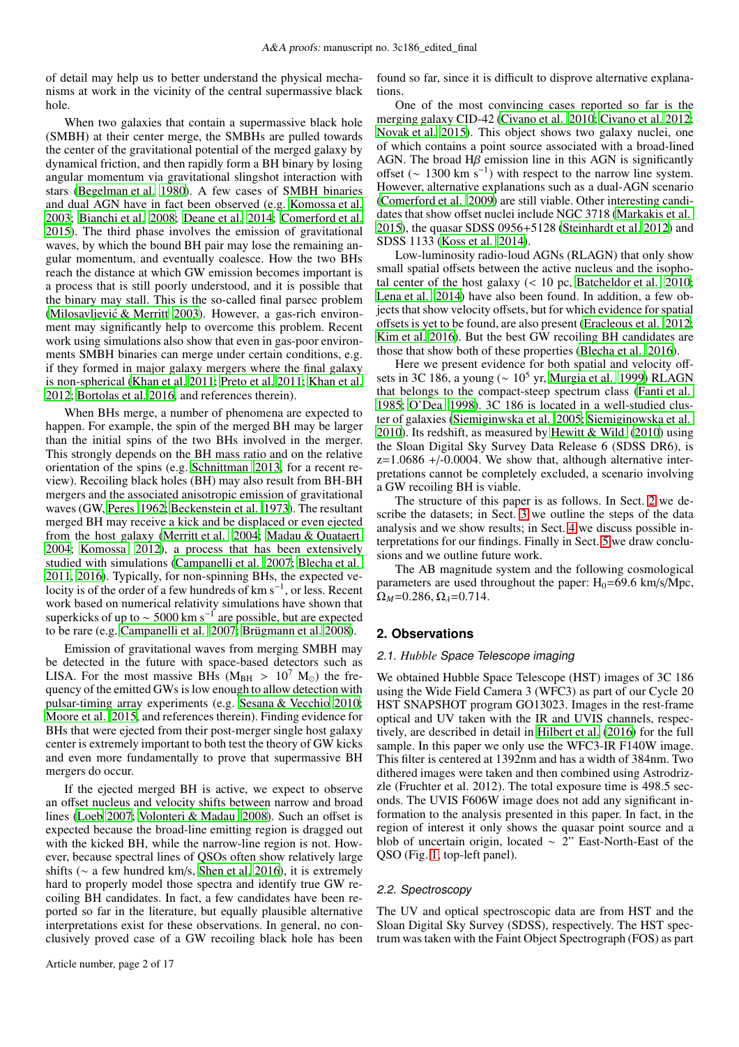of detail may help us to better understand the physical mechanisms at work in the vicinity of the central supermassive black hole.

When two galaxies that contain a supermassive black hole (SMBH) at their center merge, the SMBHs are pulled towards the center of the gravitational potential of the merged galaxy by dynamical friction, and then rapidly form a BH binary by losing angular momentum via gravitational slingshot interaction with stars (Begelman et al. 1980). A few cases of SMBH binaries and dual AGN have in fact been observed (e.g. Komossa et al. 2003; Bianchi et al. 2008; Deane et al. 2014; Comerford et al. 2015). The third phase involves the emission of gravitational waves, by which the bound BH pair may lose the remaining angular momentum, and eventually coalesce. How the two BHs reach the distance at which GW emission becomes important is a process that is still poorly understood, and it is possible that the binary may stall. This is the so-called final parsec problem (Milosavljević & Merritt 2003). However, a gas-rich environment may significantly help to overcome this problem. Recent work using simulations also show that even in gas-poor environments SMBH binaries can merge under certain conditions, e.g. if they formed in major galaxy mergers where the final galaxy is non-spherical (Khan et al. 2011; Preto et al. 2011; Khan et al. 2012; Bortolas et al. 2016, and references therein).

When BHs merge, a number of phenomena are expected to happen. For example, the spin of the merged BH may be larger than the initial spins of the two BHs involved in the merger. This strongly depends on the BH mass ratio and on the relative orientation of the spins (e.g. Schnittman 2013, for a recent review). Recoiling black holes (BH) may also result from BH-BH mergers and the associated anisotropic emission of gravitational waves (GW, Peres 1962; Beckenstein et al. 1973). The resultant merged BH may receive a kick and be displaced or even ejected from the host galaxy (Merritt et al. 2004; Madau & Quataert 2004; Komossa 2012), a process that has been extensively studied with simulations (Campanelli et al. 2007; Blecha et al. 2011, 2016). Typically, for non-spinning BHs, the expected velocity is of the order of a few hundreds of km s$^{-1}$, or less. Recent work based on numerical relativity simulations have shown that superkicks of up to $\sim$ 5000 km s$^{-1}$ are possible, but are expected to be rare (e.g. Campanelli et al. 2007; Brügmann et al. 2008).

Emission of gravitational waves from merging SMBH may be detected in the future with space-based detectors such as LISA. For the most massive BHs ($M_{BH} > 10^7$ $M_\odot$) the frequency of the emitted GWs is low enough to allow detection with pulsar-timing array experiments (e.g. Sesana & Vecchio 2010; Moore et al. 2015, and references therein). Finding evidence for BHs that were ejected from their post-merger single host galaxy center is extremely important to both test the theory of GW kicks and even more fundamentally to prove that supermassive BH mergers do occur.

If the ejected merged BH is active, we expect to observe an offset nucleus and velocity shifts between narrow and broad lines (Loeb 2007; Volonteri & Madau 2008). Such an offset is expected because the broad-line emitting region is dragged out with the kicked BH, while the narrow-line region is not. However, because spectral lines of QSOs often show relatively large shifts ($\sim$ a few hundred km/s, Shen et al. 2016), it is extremely hard to properly model those spectra and identify true GW recoiling BH candidates. In fact, a few candidates have been reported so far in the literature, but equally plausible alternative interpretations exist for these observations. In general, no conclusively proved case of a GW recoiling black hole has been found so far, since it is difficult to disprove alternative explanations.

One of the most convincing cases reported so far is the merging galaxy CID-42 (Civano et al. 2010; Civano et al. 2012; Novak et al. 2015). This object shows two galaxy nuclei, one of which contains a point source associated with a broad-lined AGN. The broad H$\beta$ emission line in this AGN is significantly offset ($\sim$ 1300 km s$^{-1}$) with respect to the narrow line system. However, alternative explanations such as a dual-AGN scenario (Comerford et al. 2009) are still viable. Other interesting candidates that show offset nuclei include NGC 3718 (Markakis et al. 2015), the quasar SDSS 0956+5128 (Steinhardt et al. 2012) and SDSS 1133 (Koss et al. 2014).

Low-luminosity radio-loud AGNs (RLAGN) that only show small spatial offsets between the active nucleus and the isophotal center of the host galaxy (< 10 pc, Batcheldor et al. 2010; Lena et al. 2014) have also been found. In addition, a few objects that show velocity offsets, but for which evidence for spatial offsets is yet to be found, are also present (Eracleous et al. 2012; Kim et al. 2016). But the best GW recoiling BH candidates are those that show both of these properties (Blecha et al. 2016).

Here we present evidence for both spatial and velocity offsets in 3C 186, a young ($\sim$ $10^5$ yr, Murgia et al. 1999) RLAGN that belongs to the compact-steep spectrum class (Fanti et al. 1985; O'Dea 1998). 3C 186 is located in a well-studied cluster of galaxies (Siemiginwska et al. 2005; Siemiginowska et al. 2010). Its redshift, as measured by Hewitt & Wild (2010) using the Sloan Digital Sky Survey Data Release 6 (SDSS DR6), is z=1.0686 +/-0.0004. We show that, although alternative interpretations cannot be completely excluded, a scenario involving a GW recoiling BH is viable.

The structure of this paper is as follows. In Sect. 2 we describe the datasets; in Sect. 3 we outline the steps of the data analysis and we show results; in Sect. 4 we discuss possible interpretations for our findings. Finally in Sect. 5 we draw conclusions and we outline future work.

The AB magnitude system and the following cosmological parameters are used throughout the paper: $H_0$=69.6 km/s/Mpc, $\Omega_M$=0.286, $\Omega_\lambda$=0.714.

## 2. Observations

### 2.1. *Hubble* Space Telescope imaging

We obtained Hubble Space Telescope (HST) images of 3C 186 using the Wide Field Camera 3 (WFC3) as part of our Cycle 20 HST SNAPSHOT program GO13023. Images in the rest-frame optical and UV taken with the IR and UVIS channels, respectively, are described in detail in Hilbert et al. (2016) for the full sample. In this paper we only use the WFC3-IR F140W image. This filter is centered at 1392nm and has a width of 384nm. Two dithered images were taken and then combined using Astrodrizzle (Fruchter et al. 2012). The total exposure time is 498.5 seconds. The UVIS F606W image does not add any significant information to the analysis presented in this paper. In fact, in the region of interest it only shows the quasar point source and a blob of uncertain origin, located $\sim$ 2" East-North-East of the QSO (Fig. 1, top-left panel).

### 2.2. Spectroscopy

The UV and optical spectroscopic data are from HST and the Sloan Digital Sky Survey (SDSS), respectively. The HST spectrum was taken with the Faint Object Spectrograph (FOS) as part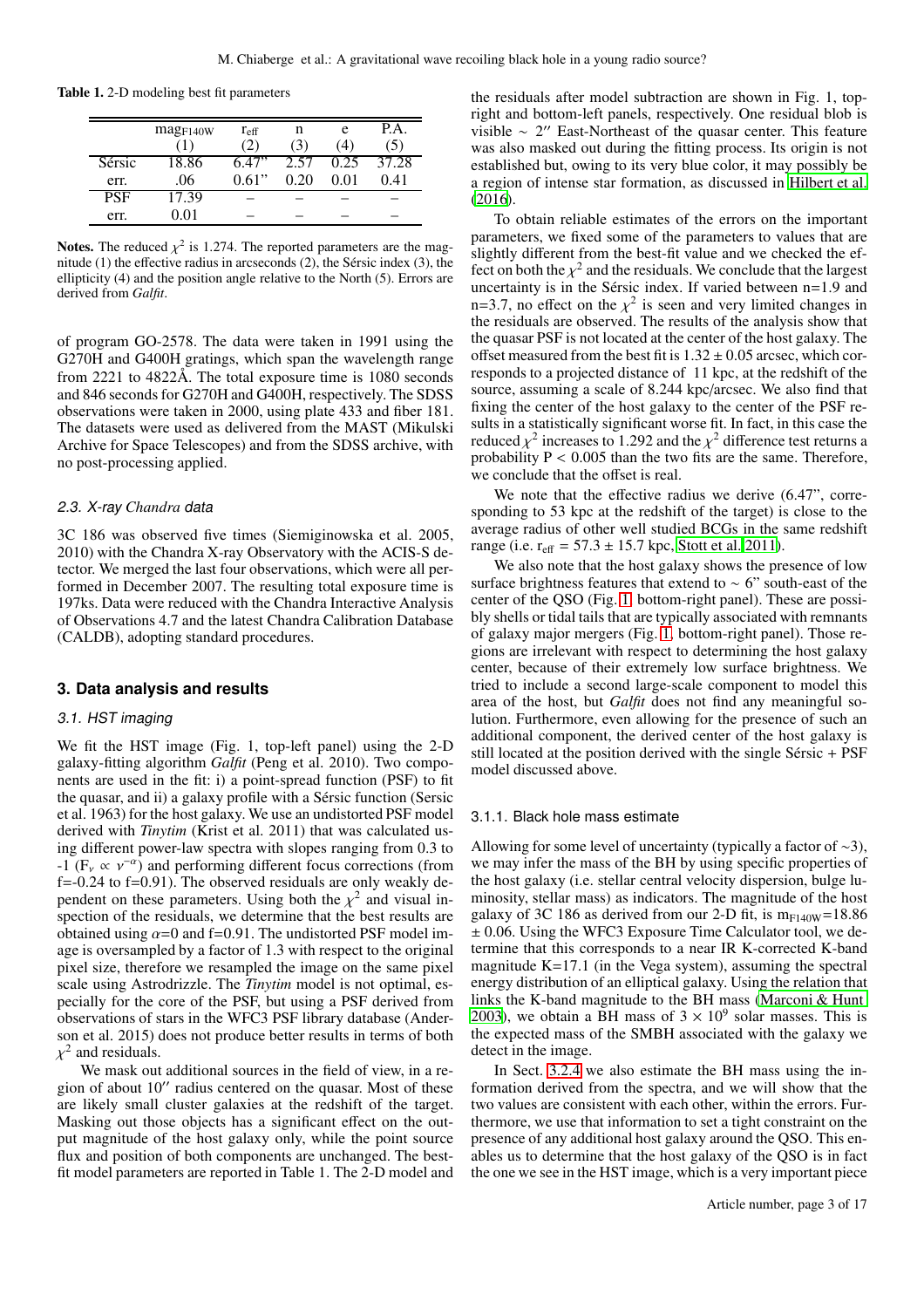**Table 1.** 2-D modeling best fit parameters

| | $mag_{F140W}$ (1) | $r_{eff}$ (2) | n (3) | e (4) | P.A. (5) |
|---|---|---|---|---|---|
| Sérsic | 18.86 | 6.47” | 2.57 | 0.25 | 37.28 |
| err. | .06 | 0.61” | 0.20 | 0.01 | 0.41 |
| PSF | 17.39 | – | – | – | – |
| err. | 0.01 | – | – | – | – |

**Notes.** The reduced $\chi^2$ is 1.274. The reported parameters are the magnitude (1) the effective radius in arcseconds (2), the Sérsic index (3), the ellipticity (4) and the position angle relative to the North (5). Errors are derived from *Galfit*.

of program GO-2578. The data were taken in 1991 using the G270H and G400H gratings, which span the wavelength range from 2221 to 4822Å. The total exposure time is 1080 seconds and 846 seconds for G270H and G400H, respectively. The SDSS observations were taken in 2000, using plate 433 and fiber 181. The datasets were used as delivered from the MAST (Mikulski Archive for Space Telescopes) and from the SDSS archive, with no post-processing applied.

### 2.3. X-ray *Chandra* data

3C 186 was observed five times (Siemiginowska et al. 2005, 2010) with the Chandra X-ray Observatory with the ACIS-S detector. We merged the last four observations, which were all performed in December 2007. The resulting total exposure time is 197ks. Data were reduced with the Chandra Interactive Analysis of Observations 4.7 and the latest Chandra Calibration Database (CALDB), adopting standard procedures.

## 3. Data analysis and results

### 3.1. HST imaging

We fit the HST image (Fig. 1, top-left panel) using the 2-D galaxy-fitting algorithm *Galfit* (Peng et al. 2010). Two components are used in the fit: i) a point-spread function (PSF) to fit the quasar, and ii) a galaxy profile with a Sérsic function (Sersic et al. 1963) for the host galaxy. We use an undistorted PSF model derived with *Tinytim* (Krist et al. 2011) that was calculated using different power-law spectra with slopes ranging from 0.3 to -1 ($F_\nu \propto \nu^{-\alpha}$) and performing different focus corrections (from f=-0.24 to f=0.91). The observed residuals are only weakly dependent on these parameters. Using both the $\chi^2$ and visual inspection of the residuals, we determine that the best results are obtained using $\alpha$=0 and f=0.91. The undistorted PSF model image is oversampled by a factor of 1.3 with respect to the original pixel size, therefore we resampled the image on the same pixel scale using Astrodrizzle. The *Tinytim* model is not optimal, especially for the core of the PSF, but using a PSF derived from observations of stars in the WFC3 PSF library database (Anderson et al. 2015) does not produce better results in terms of both $\chi^2$ and residuals.

We mask out additional sources in the field of view, in a region of about 10′′ radius centered on the quasar. Most of these are likely small cluster galaxies at the redshift of the target. Masking out those objects has a significant effect on the output magnitude of the host galaxy only, while the point source flux and position of both components are unchanged. The best-fit model parameters are reported in Table 1. The 2-D model and the residuals after model subtraction are shown in Fig. 1, top-right and bottom-left panels, respectively. One residual blob is visible $\sim$ 2′′ East-Northeast of the quasar center. This feature was also masked out during the fitting process. Its origin is not established but, owing to its very blue color, it may possibly be a region of intense star formation, as discussed in Hilbert et al. (2016).

To obtain reliable estimates of the errors on the important parameters, we fixed some of the parameters to values that are slightly different from the best-fit value and we checked the effect on both the $\chi^2$ and the residuals. We conclude that the largest uncertainty is in the Sérsic index. If varied between n=1.9 and n=3.7, no effect on the $\chi^2$ is seen and very limited changes in the residuals are observed. The results of the analysis show that the quasar PSF is not located at the center of the host galaxy. The offset measured from the best fit is 1.32 ± 0.05 arcsec, which corresponds to a projected distance of 11 kpc, at the redshift of the source, assuming a scale of 8.244 kpc/arcsec. We also find that fixing the center of the host galaxy to the center of the PSF results in a statistically significant worse fit. In fact, in this case the reduced $\chi^2$ increases to 1.292 and the $\chi^2$ difference test returns a probability P < 0.005 than the two fits are the same. Therefore, we conclude that the offset is real.

We note that the effective radius we derive (6.47”, corresponding to 53 kpc at the redshift of the target) is close to the average radius of other well studied BCGs in the same redshift range (i.e. $r_{eff}$ = 57.3 ± 15.7 kpc, Stott et al. 2011).

We also note that the host galaxy shows the presence of low surface brightness features that extend to $\sim$ 6” south-east of the center of the QSO (Fig. 1, bottom-right panel). These are possibly shells or tidal tails that are typically associated with remnants of galaxy major mergers (Fig. 1, bottom-right panel). Those regions are irrelevant with respect to determining the host galaxy center, because of their extremely low surface brightness. We tried to include a second large-scale component to model this area of the host, but *Galfit* does not find any meaningful solution. Furthermore, even allowing for the presence of such an additional component, the derived center of the host galaxy is still located at the position derived with the single Sérsic + PSF model discussed above.

#### 3.1.1. Black hole mass estimate

Allowing for some level of uncertainty (typically a factor of $\sim$3), we may infer the mass of the BH by using specific properties of the host galaxy (i.e. stellar central velocity dispersion, bulge luminosity, stellar mass) as indicators. The magnitude of the host galaxy of 3C 186 as derived from our 2-D fit, is $m_{F140W}$=18.86 ± 0.06. Using the WFC3 Exposure Time Calculator tool, we determine that this corresponds to a near IR K-corrected K-band magnitude K=17.1 (in the Vega system), assuming the spectral energy distribution of an elliptical galaxy. Using the relation that links the K-band magnitude to the BH mass (Marconi & Hunt 2003), we obtain a BH mass of $3 \times 10^9$ solar masses. This is the expected mass of the SMBH associated with the galaxy we detect in the image.

In Sect. 3.2.4 we also estimate the BH mass using the information derived from the spectra, and we will show that the two values are consistent with each other, within the errors. Furthermore, we use that information to set a tight constraint on the presence of any additional host galaxy around the QSO. This enables us to determine that the host galaxy of the QSO is in fact the one we see in the HST image, which is a very important piece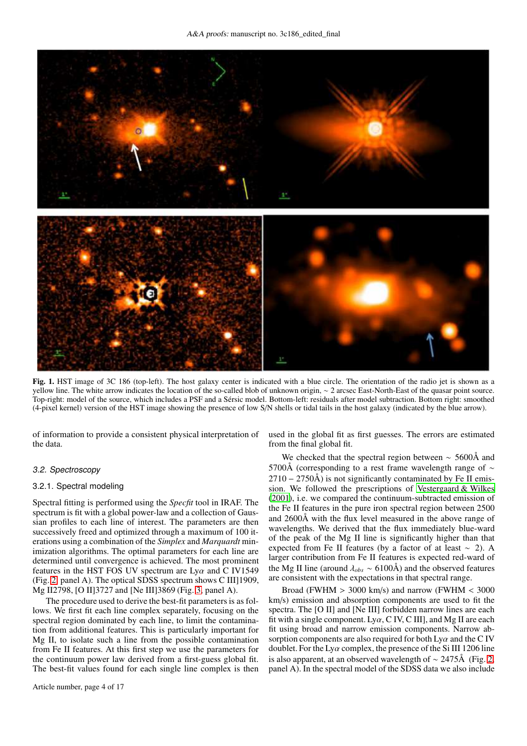Fig. 1. HST image of 3C 186 (top-left). The host galaxy center is indicated with a blue circle. The orientation of the radio jet is shown as a yellow line. The white arrow indicates the location of the so-called blob of unknown origin, ~ 2 arcsec East-North-East of the quasar point source. Top-right: model of the source, which includes a PSF and a Sérsic model. Bottom-left: residuals after model subtraction. Bottom right: smoothed (4-pixel kernel) version of the HST image showing the presence of low S/N shells or tidal tails in the host galaxy (indicated by the blue arrow).

of information to provide a consistent physical interpretation of the data.

### 3.2. Spectroscopy

#### 3.2.1. Spectral modeling

Spectral fitting is performed using the *Specfit* tool in IRAF. The spectrum is fit with a global power-law and a collection of Gaussian profiles to each line of interest. The parameters are then successively freed and optimized through a maximum of 100 iterations using a combination of the *Simplex* and *Marquardt* minimization algorithms. The optimal parameters for each line are determined until convergence is achieved. The most prominent features in the HST FOS UV spectrum are Ly$\alpha$ and C IV1549 (Fig. 2, panel A). The optical SDSS spectrum shows C III]1909, Mg II2798, [O II]3727 and [Ne III]3869 (Fig. 3, panel A).

The procedure used to derive the best-fit parameters is as follows. We first fit each line complex separately, focusing on the spectral region dominated by each line, to limit the contamination from additional features. This is particularly important for Mg II, to isolate such a line from the possible contamination from Fe II features. At this first step we use the parameters for the continuum power law derived from a first-guess global fit. The best-fit values found for each single line complex is then used in the global fit as first guesses. The errors are estimated from the final global fit.

We checked that the spectral region between ~ 5600Å and 5700Å (corresponding to a rest frame wavelength range of ~ 2710 – 2750Å) is not significantly contaminated by Fe II emission. We followed the prescriptions of Vestergaard & Wilkes (2001), i.e. we compared the continuum-subtracted emission of the Fe II features in the pure iron spectral region between 2500 and 2600Å with the flux level measured in the above range of wavelengths. We derived that the flux immediately blue-ward of the peak of the Mg II line is significantly higher than that expected from Fe II features (by a factor of at least ~ 2). A larger contribution from Fe II features is expected red-ward of the Mg II line (around $\lambda_{obs}$ ~ 6100Å) and the observed features are consistent with the expectations in that spectral range.

Broad (FWHM > 3000 km/s) and narrow (FWHM < 3000 km/s) emission and absorption components are used to fit the spectra. The [O II] and [Ne III] forbidden narrow lines are each fit with a single component. Ly$\alpha$, C IV, C III], and Mg II are each fit using broad and narrow emission components. Narrow absorption components are also required for both Ly$\alpha$ and the C IV doublet. For the Ly$\alpha$ complex, the presence of the Si III 1206 line is also apparent, at an observed wavelength of ~ 2475Å (Fig. 2, panel A). In the spectral model of the SDSS data we also include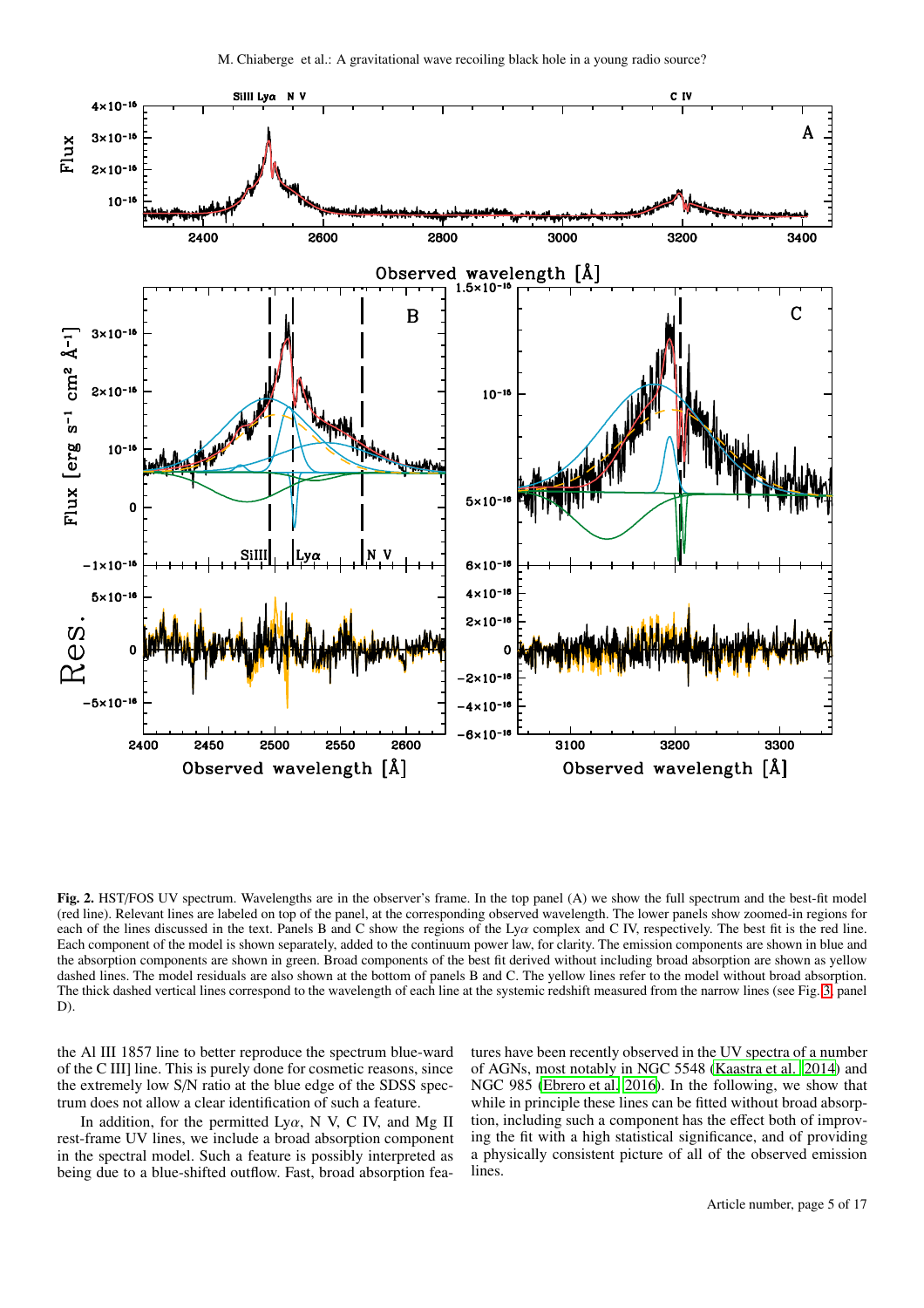**Fig. 2.** HST/FOS UV spectrum. Wavelengths are in the observer's frame. In the top panel (A) we show the full spectrum and the best-fit model (red line). Relevant lines are labeled on top of the panel, at the corresponding observed wavelength. The lower panels show zoomed-in regions for each of the lines discussed in the text. Panels B and C show the regions of the Ly$\alpha$ complex and C IV, respectively. The best fit is the red line. Each component of the model is shown separately, added to the continuum power law, for clarity. The emission components are shown in blue and the absorption components are shown in green. Broad components of the best fit derived without including broad absorption are shown as yellow dashed lines. The model residuals are also shown at the bottom of panels B and C. The yellow lines refer to the model without broad absorption. The thick dashed vertical lines correspond to the wavelength of each line at the systemic redshift measured from the narrow lines (see Fig. 3, panel D).

the Al III 1857 line to better reproduce the spectrum blue-ward of the C III] line. This is purely done for cosmetic reasons, since the extremely low S/N ratio at the blue edge of the SDSS spectrum does not allow a clear identification of such a feature.

In addition, for the permitted Ly$\alpha$, N V, C IV, and Mg II rest-frame UV lines, we include a broad absorption component in the spectral model. Such a feature is possibly interpreted as being due to a blue-shifted outflow. Fast, broad absorption features have been recently observed in the UV spectra of a number of AGNs, most notably in NGC 5548 (Kaastra et al. 2014) and NGC 985 (Ebrero et al. 2016). In the following, we show that while in principle these lines can be fitted without broad absorption, including such a component has the effect both of improving the fit with a high statistical significance, and of providing a physically consistent picture of all of the observed emission lines.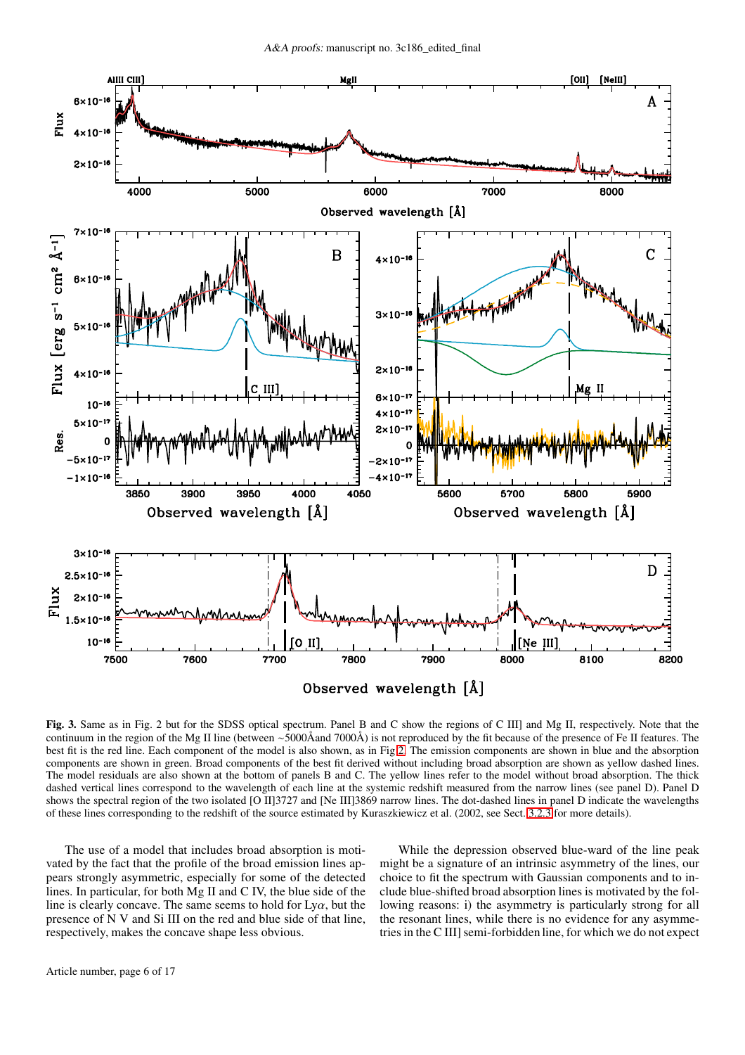**Fig. 3.** Same as in Fig. 2 but for the SDSS optical spectrum. Panel B and C show the regions of C III] and Mg II, respectively. Note that the continuum in the region of the Mg II line (between ~5000Åand 7000Å) is not reproduced by the fit because of the presence of Fe II features. The best fit is the red line. Each component of the model is also shown, as in Fig 2. The emission components are shown in blue and the absorption components are shown in green. Broad components of the best fit derived without including broad absorption are shown as yellow dashed lines. The model residuals are also shown at the bottom of panels B and C. The yellow lines refer to the model without broad absorption. The thick dashed vertical lines correspond to the wavelength of each line at the systemic redshift measured from the narrow lines (see panel D). Panel D shows the spectral region of the two isolated [O II]3727 and [Ne III]3869 narrow lines. The dot-dashed lines in panel D indicate the wavelengths of these lines corresponding to the redshift of the source estimated by Kuraszkiewicz et al. (2002, see Sect. 3.2.3 for more details).

The use of a model that includes broad absorption is motivated by the fact that the profile of the broad emission lines appears strongly asymmetric, especially for some of the detected lines. In particular, for both Mg II and C IV, the blue side of the line is clearly concave. The same seems to hold for Ly$\alpha$, but the presence of N V and Si III on the red and blue side of that line, respectively, makes the concave shape less obvious.

While the depression observed blue-ward of the line peak might be a signature of an intrinsic asymmetry of the lines, our choice to fit the spectrum with Gaussian components and to include blue-shifted broad absorption lines is motivated by the following reasons: i) the asymmetry is particularly strong for all the resonant lines, while there is no evidence for any asymmetries in the C III] semi-forbidden line, for which we do not expect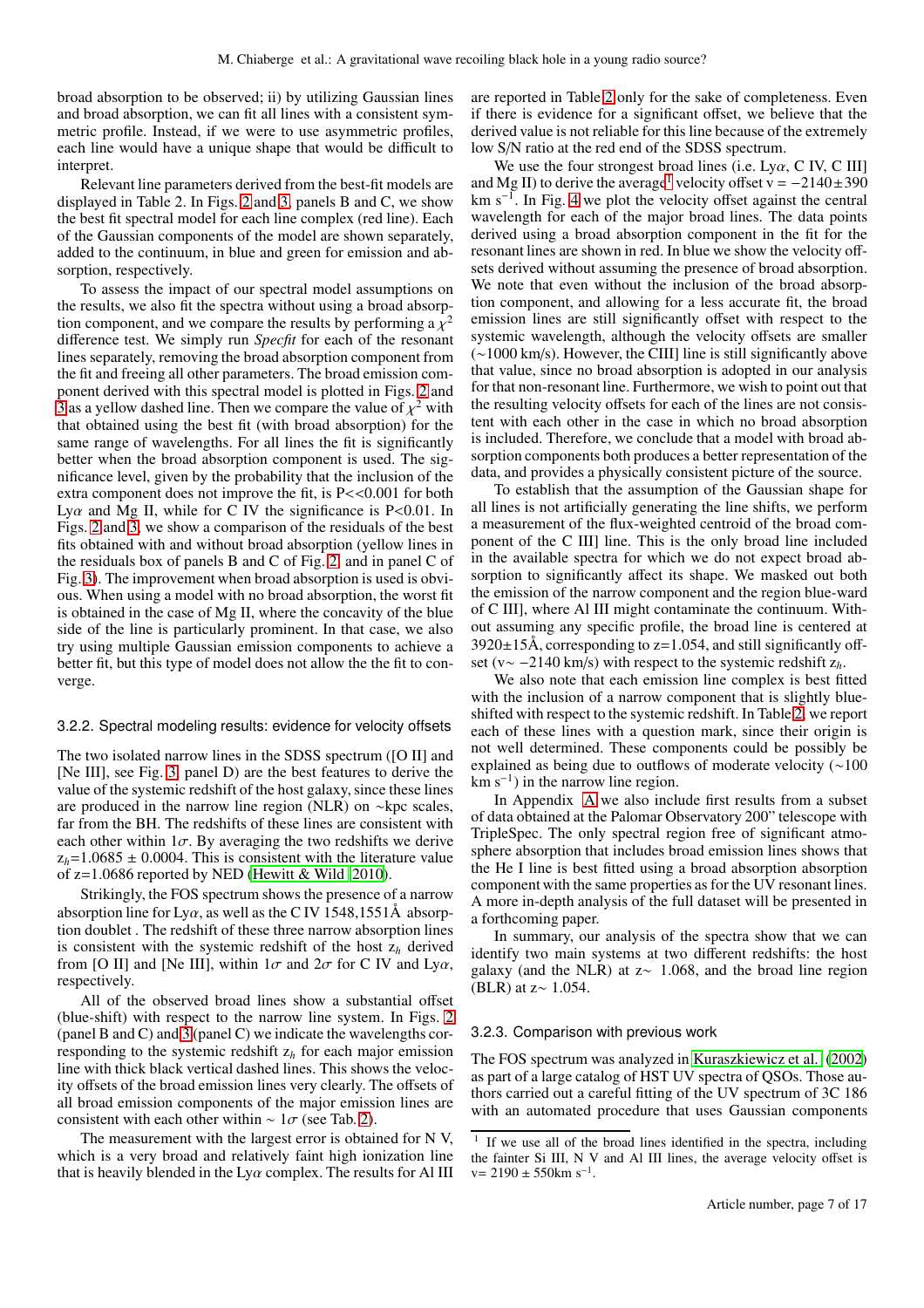broad absorption to be observed; ii) by utilizing Gaussian lines and broad absorption, we can fit all lines with a consistent symmetric profile. Instead, if we were to use asymmetric profiles, each line would have a unique shape that would be difficult to interpret.

Relevant line parameters derived from the best-fit models are displayed in Table 2. In Figs. 2 and 3, panels B and C, we show the best fit spectral model for each line complex (red line). Each of the Gaussian components of the model are shown separately, added to the continuum, in blue and green for emission and absorption, respectively.

To assess the impact of our spectral model assumptions on the results, we also fit the spectra without using a broad absorption component, and we compare the results by performing a $\chi^2$ difference test. We simply run *Specfit* for each of the resonant lines separately, removing the broad absorption component from the fit and freeing all other parameters. The broad emission component derived with this spectral model is plotted in Figs. 2 and 3 as a yellow dashed line. Then we compare the value of $\chi^2$ with that obtained using the best fit (with broad absorption) for the same range of wavelengths. For all lines the fit is significantly better when the broad absorption component is used. The significance level, given by the probability that the inclusion of the extra component does not improve the fit, is $P << 0.001$ for both Ly$\alpha$ and Mg II, while for C IV the significance is $P<0.01$. In Figs. 2 and 3, we show a comparison of the residuals of the best fits obtained with and without broad absorption (yellow lines in the residuals box of panels B and C of Fig. 2, and in panel C of Fig. 3). The improvement when broad absorption is used is obvious. When using a model with no broad absorption, the worst fit is obtained in the case of Mg II, where the concavity of the blue side of the line is particularly prominent. In that case, we also try using multiple Gaussian emission components to achieve a better fit, but this type of model does not allow the the fit to converge.

#### 3.2.2. Spectral modeling results: evidence for velocity offsets

The two isolated narrow lines in the SDSS spectrum ([O II] and [Ne III], see Fig. 3, panel D) are the best features to derive the value of the systemic redshift of the host galaxy, since these lines are produced in the narrow line region (NLR) on ~kpc scales, far from the BH. The redshifts of these lines are consistent with each other within $1\sigma$. By averaging the two redshifts we derive $z_h$=1.0685 ± 0.0004. This is consistent with the literature value of z=1.0686 reported by NED (Hewitt & Wild 2010).

Strikingly, the FOS spectrum shows the presence of a narrow absorption line for Ly$\alpha$, as well as the C IV 1548,1551Å absorption doublet . The redshift of these three narrow absorption lines is consistent with the systemic redshift of the host $z_h$ derived from [O II] and [Ne III], within $1\sigma$ and $2\sigma$ for C IV and Ly$\alpha$, respectively.

All of the observed broad lines show a substantial offset (blue-shift) with respect to the narrow line system. In Figs. 2 (panel B and C) and 3 (panel C) we indicate the wavelengths corresponding to the systemic redshift $z_h$ for each major emission line with thick black vertical dashed lines. This shows the velocity offsets of the broad emission lines very clearly. The offsets of all broad emission components of the major emission lines are consistent with each other within $\sim 1\sigma$ (see Tab. 2).

The measurement with the largest error is obtained for N V, which is a very broad and relatively faint high ionization line that is heavily blended in the Ly$\alpha$ complex. The results for Al III are reported in Table 2 only for the sake of completeness. Even if there is evidence for a significant offset, we believe that the derived value is not reliable for this line because of the extremely low S/N ratio at the red end of the SDSS spectrum.

We use the four strongest broad lines (i.e. Ly$\alpha$, C IV, C III] and Mg II) to derive the average[1] velocity offset v = −2140±390 km s$^{-1}$. In Fig. 4 we plot the velocity offset against the central wavelength for each of the major broad lines. The data points derived using a broad absorption component in the fit for the resonant lines are shown in red. In blue we show the velocity offsets derived without assuming the presence of broad absorption. We note that even without the inclusion of the broad absorption component, and allowing for a less accurate fit, the broad emission lines are still significantly offset with respect to the systemic wavelength, although the velocity offsets are smaller (~1000 km/s). However, the CIII] line is still significantly above that value, since no broad absorption is adopted in our analysis for that non-resonant line. Furthermore, we wish to point out that the resulting velocity offsets for each of the lines are not consistent with each other in the case in which no broad absorption is included. Therefore, we conclude that a model with broad absorption components both produces a better representation of the data, and provides a physically consistent picture of the source.

To establish that the assumption of the Gaussian shape for all lines is not artificially generating the line shifts, we perform a measurement of the flux-weighted centroid of the broad component of the C III] line. This is the only broad line included in the available spectra for which we do not expect broad absorption to significantly affect its shape. We masked out both the emission of the narrow component and the region blue-ward of C III], where Al III might contaminate the continuum. Without assuming any specific profile, the broad line is centered at 3920±15Å, corresponding to z=1.054, and still significantly offset (v~ −2140 km/s) with respect to the systemic redshift $z_h$.

We also note that each emission line complex is best fitted with the inclusion of a narrow component that is slightly blue-shifted with respect to the systemic redshift. In Table 2, we report each of these lines with a question mark, since their origin is not well determined. These components could be possibly be explained as being due to outflows of moderate velocity (~100 km s$^{-1}$) in the narrow line region.

In Appendix A we also include first results from a subset of data obtained at the Palomar Observatory 200" telescope with TripleSpec. The only spectral region free of significant atmosphere absorption that includes broad emission lines shows that the He I line is best fitted using a broad absorption absorption component with the same properties as for the UV resonant lines. A more in-depth analysis of the full dataset will be presented in a forthcoming paper.

In summary, our analysis of the spectra show that we can identify two main systems at two different redshifts: the host galaxy (and the NLR) at z~ 1.068, and the broad line region (BLR) at z~ 1.054.

#### 3.2.3. Comparison with previous work

The FOS spectrum was analyzed in Kuraszkiewicz et al. (2002) as part of a large catalog of HST UV spectra of QSOs. Those authors carried out a careful fitting of the UV spectrum of 3C 186 with an automated procedure that uses Gaussian components

[1] If we use all of the broad lines identified in the spectra, including the fainter Si III, N V and Al III lines, the average velocity offset is v= 2190 ± 550km s$^{-1}$.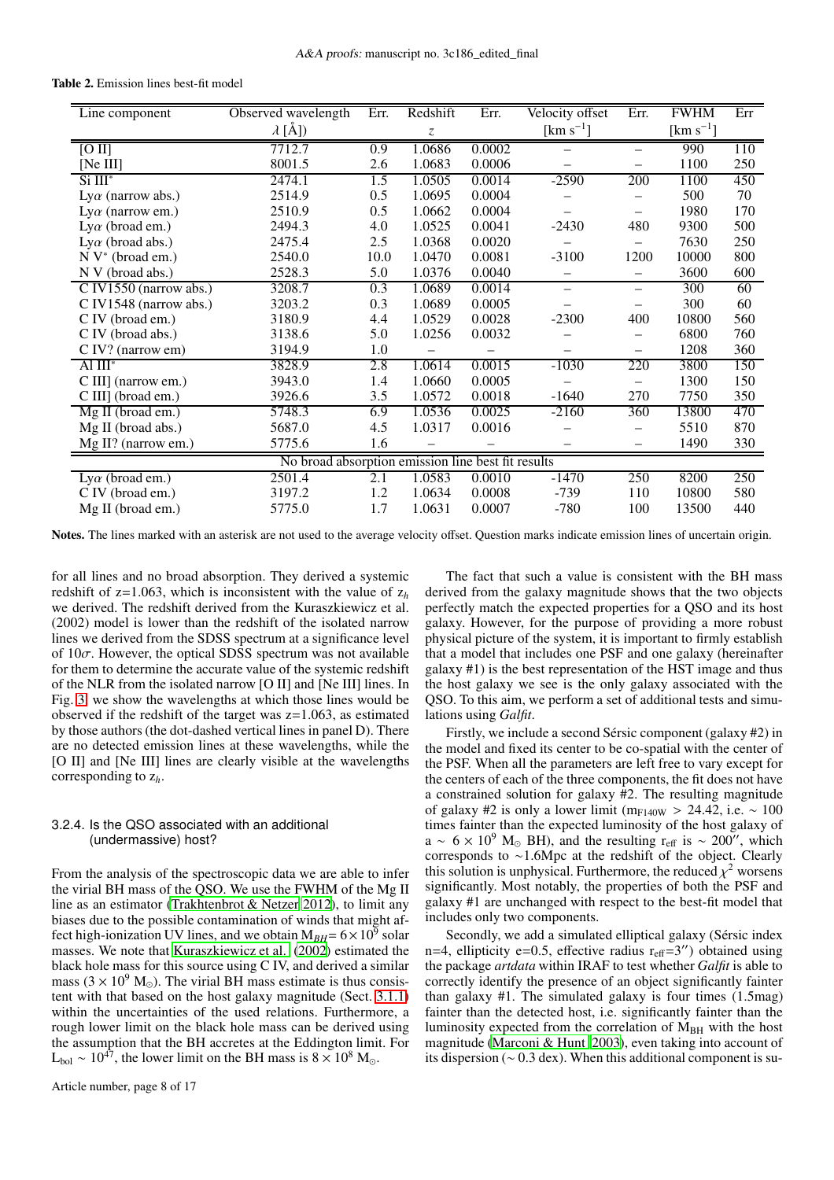**Table 2.** Emission lines best-fit model

| Line component | Observed wavelength $\lambda$ [Å]) | Err. | Redshift $z$ | Err. | Velocity offset [km s$^{-1}$] | Err. | FWHM [km s$^{-1}$] | Err |
|---|---|---|---|---|---|---|---|---|
| [O II] | 7712.7 | 0.9 | 1.0686 | 0.0002 | – | – | 990 | 110 |
| [Ne III] | 8001.5 | 2.6 | 1.0683 | 0.0006 | – | – | 1100 | 250 |
| Si III$^*$ | 2474.1 | 1.5 | 1.0505 | 0.0014 | -2590 | 200 | 1100 | 450 |
| Ly$\alpha$ (narrow abs.) | 2514.9 | 0.5 | 1.0695 | 0.0004 | – | – | 500 | 70 |
| Ly$\alpha$ (narrow em.) | 2510.9 | 0.5 | 1.0662 | 0.0004 | – | – | 1980 | 170 |
| Ly$\alpha$ (broad em.) | 2494.3 | 4.0 | 1.0525 | 0.0041 | -2430 | 480 | 9300 | 500 |
| Ly$\alpha$ (broad abs.) | 2475.4 | 2.5 | 1.0368 | 0.0020 | – | – | 7630 | 250 |
| N V$^*$ (broad em.) | 2540.0 | 10.0 | 1.0470 | 0.0081 | -3100 | 1200 | 10000 | 800 |
| N V (broad abs.) | 2528.3 | 5.0 | 1.0376 | 0.0040 | – | – | 3600 | 600 |
| C IV1550 (narrow abs.) | 3208.7 | 0.3 | 1.0689 | 0.0014 | – | – | 300 | 60 |
| C IV1548 (narrow abs.) | 3203.2 | 0.3 | 1.0689 | 0.0005 | – | – | 300 | 60 |
| C IV (broad em.) | 3180.9 | 4.4 | 1.0529 | 0.0028 | -2300 | 400 | 10800 | 560 |
| C IV (broad abs.) | 3138.6 | 5.0 | 1.0256 | 0.0032 | – | – | 6800 | 760 |
| C IV? (narrow em) | 3194.9 | 1.0 | – | – | – | – | 1208 | 360 |
| Al III$^*$ | 3828.9 | 2.8 | 1.0614 | 0.0015 | -1030 | 220 | 3800 | 150 |
| C III] (narrow em.) | 3943.0 | 1.4 | 1.0660 | 0.0005 | – | – | 1300 | 150 |
| C III] (broad em.) | 3926.6 | 3.5 | 1.0572 | 0.0018 | -1640 | 270 | 7750 | 350 |
| Mg II (broad em.) | 5748.3 | 6.9 | 1.0536 | 0.0025 | -2160 | 360 | 13800 | 470 |
| Mg II (broad abs.) | 5687.0 | 4.5 | 1.0317 | 0.0016 | – | – | 5510 | 870 |
| Mg II? (narrow em.) | 5775.6 | 1.6 | – | – | – | – | 1490 | 330 |
| No broad absorption emission line best fit results | | | | | | | | |
| Ly$\alpha$ (broad em.) | 2501.4 | 2.1 | 1.0583 | 0.0010 | -1470 | 250 | 8200 | 250 |
| C IV (broad em.) | 3197.2 | 1.2 | 1.0634 | 0.0008 | -739 | 110 | 10800 | 580 |
| Mg II (broad em.) | 5775.0 | 1.7 | 1.0631 | 0.0007 | -780 | 100 | 13500 | 440 |

**Notes.** The lines marked with an asterisk are not used to the average velocity offset. Question marks indicate emission lines of uncertain origin.

for all lines and no broad absorption. They derived a systemic redshift of z=1.063, which is inconsistent with the value of $z_h$ we derived. The redshift derived from the Kuraszkiewicz et al. (2002) model is lower than the redshift of the isolated narrow lines we derived from the SDSS spectrum at a significance level of $10\sigma$. However, the optical SDSS spectrum was not available for them to determine the accurate value of the systemic redshift of the NLR from the isolated narrow [O II] and [Ne III] lines. In Fig. 3, we show the wavelengths at which those lines would be observed if the redshift of the target was z=1.063, as estimated by those authors (the dot-dashed vertical lines in panel D). There are no detected emission lines at these wavelengths, while the [O II] and [Ne III] lines are clearly visible at the wavelengths corresponding to $z_h$.

#### 3.2.4. Is the QSO associated with an additional (undermassive) host?

From the analysis of the spectroscopic data we are able to infer the virial BH mass of the QSO. We use the FWHM of the Mg II line as an estimator (Trakhtenbrot & Netzer 2012), to limit any biases due to the possible contamination of winds that might affect high-ionization UV lines, and we obtain $M_{BH}= 6\times10^9$ solar masses. We note that Kuraszkiewicz et al. (2002) estimated the black hole mass for this source using C IV, and derived a similar mass ($3\times10^9$ M$_\odot$). The virial BH mass estimate is thus consistent with that based on the host galaxy magnitude (Sect. 3.1.1) within the uncertainties of the used relations. Furthermore, a rough lower limit on the black hole mass can be derived using the assumption that the BH accretes at the Eddington limit. For $L_{bol} \sim 10^{47}$, the lower limit on the BH mass is $8\times10^8$ M$_\odot$.

The fact that such a value is consistent with the BH mass derived from the galaxy magnitude shows that the two objects perfectly match the expected properties for a QSO and its host galaxy. However, for the purpose of providing a more robust physical picture of the system, it is important to firmly establish that a model that includes one PSF and one galaxy (hereinafter galaxy #1) is the best representation of the HST image and thus the host galaxy we see is the only galaxy associated with the QSO. To this aim, we perform a set of additional tests and simulations using *Galfit*.

Firstly, we include a second Sérsic component (galaxy #2) in the model and fixed its center to be co-spatial with the center of the PSF. When all the parameters are left free to vary except for the centers of each of the three components, the fit does not have a constrained solution for galaxy #2. The resulting magnitude of galaxy #2 is only a lower limit ($m_{F140W} > 24.42$, i.e. $\sim 100$ times fainter than the expected luminosity of the host galaxy of a $\sim 6\times10^9$ M$_\odot$ BH), and the resulting $r_{eff}$ is $\sim 200''$, which corresponds to $\sim$1.6Mpc at the redshift of the object. Clearly this solution is unphysical. Furthermore, the reduced $\chi^2$ worsens significantly. Most notably, the properties of both the PSF and galaxy #1 are unchanged with respect to the best-fit model that includes only two components.

Secondly, we add a simulated elliptical galaxy (Sérsic index n=4, ellipticity e=0.5, effective radius $r_{eff}=3''$) obtained using the package *artdata* within IRAF to test whether *Galfit* is able to correctly identify the presence of an object significantly fainter than galaxy #1. The simulated galaxy is four times (1.5mag) fainter than the detected host, i.e. significantly fainter than the luminosity expected from the correlation of $M_{BH}$ with the host magnitude (Marconi & Hunt 2003), even taking into account of its dispersion ($\sim 0.3$ dex). When this additional component is su-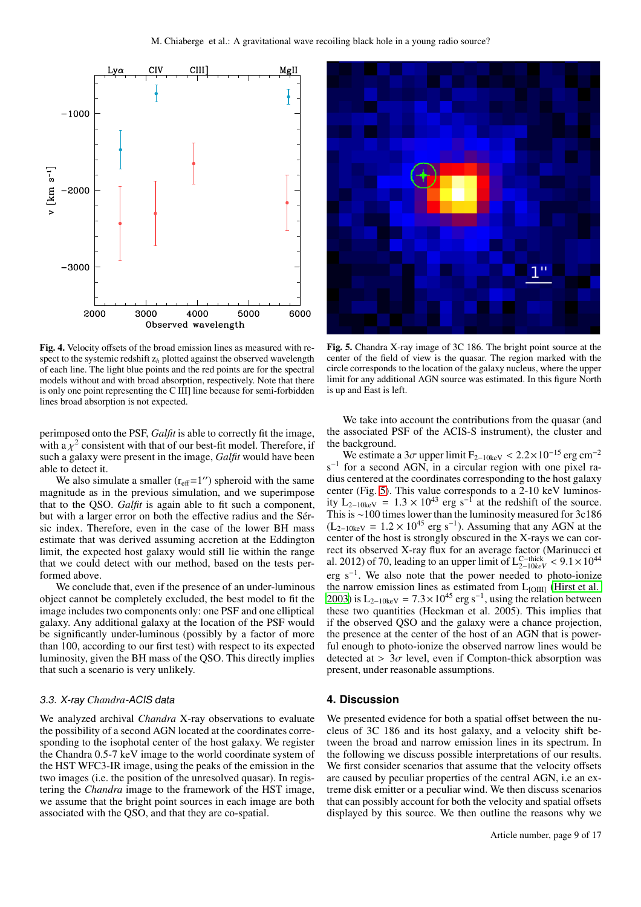Fig. 4. Velocity offsets of the broad emission lines as measured with respect to the systemic redshift $z_h$ plotted against the observed wavelength of each line. The light blue points and the red points are for the spectral models without and with broad absorption, respectively. Note that there is only one point representing the C III] line because for semi-forbidden lines broad absorption is not expected.

Fig. 5. Chandra X-ray image of 3C 186. The bright point source at the center of the field of view is the quasar. The region marked with the circle corresponds to the location of the galaxy nucleus, where the upper limit for any additional AGN source was estimated. In this figure North is up and East is left.

perimposed onto the PSF, *Galfit* is able to correctly fit the image, with a $\chi^2$ consistent with that of our best-fit model. Therefore, if such a galaxy were present in the image, *Galfit* would have been able to detect it.

We also simulate a smaller ($r_{eff}$=1″) spheroid with the same magnitude as in the previous simulation, and we superimpose that to the QSO. *Galfit* is again able to fit such a component, but with a larger error on both the effective radius and the Sérsic index. Therefore, even in the case of the lower BH mass estimate that was derived assuming accretion at the Eddington limit, the expected host galaxy would still lie within the range that we could detect with our method, based on the tests performed above.

We conclude that, even if the presence of an under-luminous object cannot be completely excluded, the best model to fit the image includes two components only: one PSF and one elliptical galaxy. Any additional galaxy at the location of the PSF would be significantly under-luminous (possibly by a factor of more than 100, according to our first test) with respect to its expected luminosity, given the BH mass of the QSO. This directly implies that such a scenario is very unlikely.

### 3.3. X-ray *Chandra*-ACIS data

We analyzed archival *Chandra* X-ray observations to evaluate the possibility of a second AGN located at the coordinates corresponding to the isophotal center of the host galaxy. We register the Chandra 0.5-7 keV image to the world coordinate system of the HST WFC3-IR image, using the peaks of the emission in the two images (i.e. the position of the unresolved quasar). In registering the *Chandra* image to the framework of the HST image, we assume that the bright point sources in each image are both associated with the QSO, and that they are co-spatial.

We take into account the contributions from the quasar (and the associated PSF of the ACIS-S instrument), the cluster and the background.

We estimate a $3\sigma$ upper limit $F_{2-10keV} < 2.2\times10^{-15}$ erg cm$^{-2}$ s$^{-1}$ for a second AGN, in a circular region with one pixel radius centered at the coordinates corresponding to the host galaxy center (Fig. 5). This value corresponds to a 2-10 keV luminosity $L_{2-10keV} = 1.3 \times 10^{43}$ erg s$^{-1}$ at the redshift of the source. This is ~100 times lower than the luminosity measured for 3c186 ($L_{2-10keV} = 1.2 \times 10^{45}$ erg s$^{-1}$). Assuming that any AGN at the center of the host is strongly obscured in the X-rays we can correct its observed X-ray flux for an average factor (Marinucci et al. 2012) of 70, leading to an upper limit of $L^{C-thick}_{2-10keV} < 9.1\times10^{44}$ erg s$^{-1}$. We also note that the power needed to photo-ionize the narrow emission lines as estimated from $L_{[OIII]}$ (Hirst et al. 2003) is $L_{2-10keV} = 7.3\times10^{45}$ erg s$^{-1}$, using the relation between these two quantities (Heckman et al. 2005). This implies that if the observed QSO and the galaxy were a chance projection, the presence at the center of the host of an AGN that is powerful enough to photo-ionize the observed narrow lines would be detected at $> 3\sigma$ level, even if Compton-thick absorption was present, under reasonable assumptions.

## 4. Discussion

We presented evidence for both a spatial offset between the nucleus of 3C 186 and its host galaxy, and a velocity shift between the broad and narrow emission lines in its spectrum. In the following we discuss possible interpretations of our results. We first consider scenarios that assume that the velocity offsets are caused by peculiar properties of the central AGN, i.e an extreme disk emitter or a peculiar wind. We then discuss scenarios that can possibly account for both the velocity and spatial offsets displayed by this source. We then outline the reasons why we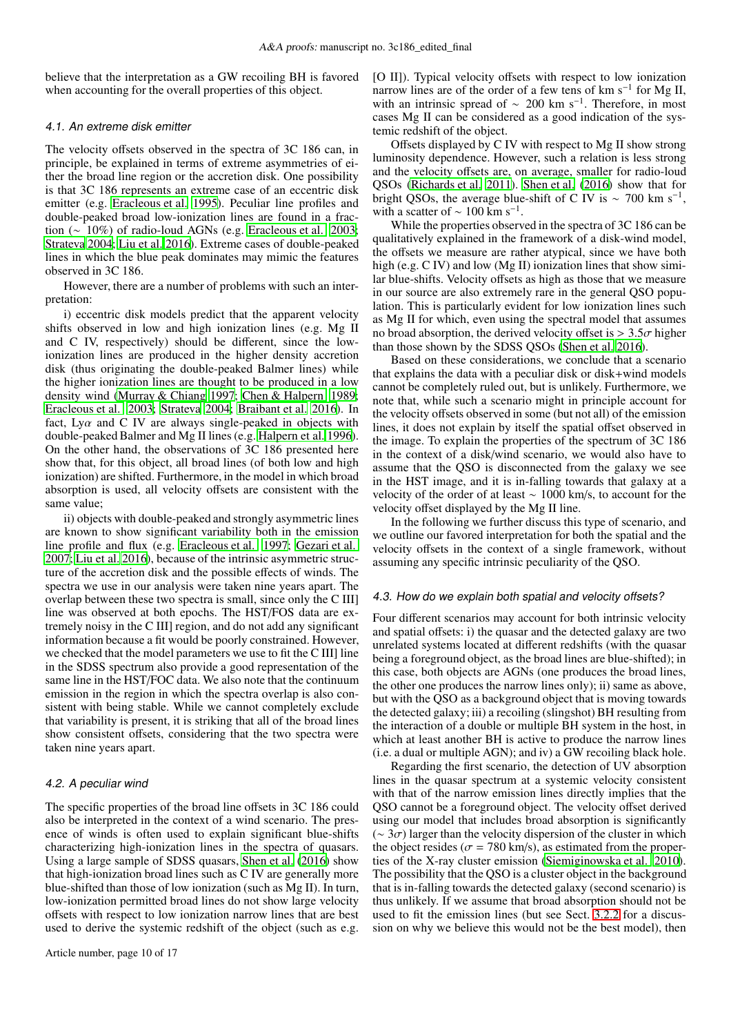believe that the interpretation as a GW recoiling BH is favored when accounting for the overall properties of this object.

### 4.1. An extreme disk emitter

The velocity offsets observed in the spectra of 3C 186 can, in principle, be explained in terms of extreme asymmetries of either the broad line region or the accretion disk. One possibility is that 3C 186 represents an extreme case of an eccentric disk emitter (e.g. Eracleous et al. 1995). Peculiar line profiles and double-peaked broad low-ionization lines are found in a fraction ($\sim$ 10%) of radio-loud AGNs (e.g. Eracleous et al. 2003; Strateva 2004; Liu et al. 2016). Extreme cases of double-peaked lines in which the blue peak dominates may mimic the features observed in 3C 186.

However, there are a number of problems with such an interpretation:

i) eccentric disk models predict that the apparent velocity shifts observed in low and high ionization lines (e.g. Mg II and C IV, respectively) should be different, since the low-ionization lines are produced in the higher density accretion disk (thus originating the double-peaked Balmer lines) while the higher ionization lines are thought to be produced in a low density wind (Murray & Chiang 1997; Chen & Halpern 1989; Eracleous et al. 2003; Strateva 2004; Braibant et al. 2016). In fact, Ly$\alpha$ and C IV are always single-peaked in objects with double-peaked Balmer and Mg II lines (e.g. Halpern et al. 1996). On the other hand, the observations of 3C 186 presented here show that, for this object, all broad lines (of both low and high ionization) are shifted. Furthermore, in the model in which broad absorption is used, all velocity offsets are consistent with the same value;

ii) objects with double-peaked and strongly asymmetric lines are known to show significant variability both in the emission line profile and flux (e.g. Eracleous et al. 1997; Gezari et al. 2007; Liu et al. 2016), because of the intrinsic asymmetric structure of the accretion disk and the possible effects of winds. The spectra we use in our analysis were taken nine years apart. The overlap between these two spectra is small, since only the C III] line was observed at both epochs. The HST/FOS data are extremely noisy in the C III] region, and do not add any significant information because a fit would be poorly constrained. However, we checked that the model parameters we use to fit the C III] line in the SDSS spectrum also provide a good representation of the same line in the HST/FOC data. We also note that the continuum emission in the region in which the spectra overlap is also consistent with being stable. While we cannot completely exclude that variability is present, it is striking that all of the broad lines show consistent offsets, considering that the two spectra were taken nine years apart.

### 4.2. A peculiar wind

The specific properties of the broad line offsets in 3C 186 could also be interpreted in the context of a wind scenario. The presence of winds is often used to explain significant blue-shifts characterizing high-ionization lines in the spectra of quasars. Using a large sample of SDSS quasars, Shen et al. (2016) show that high-ionization broad lines such as C IV are generally more blue-shifted than those of low ionization (such as Mg II). In turn, low-ionization permitted broad lines do not show large velocity offsets with respect to low ionization narrow lines that are best used to derive the systemic redshift of the object (such as e.g. [O II]). Typical velocity offsets with respect to low ionization narrow lines are of the order of a few tens of km s$^{-1}$ for Mg II, with an intrinsic spread of $\sim$ 200 km s$^{-1}$. Therefore, in most cases Mg II can be considered as a good indication of the systemic redshift of the object.

Offsets displayed by C IV with respect to Mg II show strong luminosity dependence. However, such a relation is less strong and the velocity offsets are, on average, smaller for radio-loud QSOs (Richards et al. 2011). Shen et al. (2016) show that for bright QSOs, the average blue-shift of C IV is $\sim$ 700 km s$^{-1}$, with a scatter of $\sim$ 100 km s$^{-1}$.

While the properties observed in the spectra of 3C 186 can be qualitatively explained in the framework of a disk-wind model, the offsets we measure are rather atypical, since we have both high (e.g. C IV) and low (Mg II) ionization lines that show similar blue-shifts. Velocity offsets as high as those that we measure in our source are also extremely rare in the general QSO population. This is particularly evident for low ionization lines such as Mg II for which, even using the spectral model that assumes no broad absorption, the derived velocity offset is $> 3.5\sigma$ higher than those shown by the SDSS QSOs (Shen et al. 2016).

Based on these considerations, we conclude that a scenario that explains the data with a peculiar disk or disk+wind models cannot be completely ruled out, but is unlikely. Furthermore, we note that, while such a scenario might in principle account for the velocity offsets observed in some (but not all) of the emission lines, it does not explain by itself the spatial offset observed in the image. To explain the properties of the spectrum of 3C 186 in the context of a disk/wind scenario, we would also have to assume that the QSO is disconnected from the galaxy we see in the HST image, and it is in-falling towards that galaxy at a velocity of the order of at least $\sim$ 1000 km/s, to account for the velocity offset displayed by the Mg II line.

In the following we further discuss this type of scenario, and we outline our favored interpretation for both the spatial and the velocity offsets in the context of a single framework, without assuming any specific intrinsic peculiarity of the QSO.

### 4.3. How do we explain both spatial and velocity offsets?

Four different scenarios may account for both intrinsic velocity and spatial offsets: i) the quasar and the detected galaxy are two unrelated systems located at different redshifts (with the quasar being a foreground object, as the broad lines are blue-shifted); in this case, both objects are AGNs (one produces the broad lines, the other one produces the narrow lines only); ii) same as above, but with the QSO as a background object that is moving towards the detected galaxy; iii) a recoiling (slingshot) BH resulting from the interaction of a double or multiple BH system in the host, in which at least another BH is active to produce the narrow lines (i.e. a dual or multiple AGN); and iv) a GW recoiling black hole.

Regarding the first scenario, the detection of UV absorption lines in the quasar spectrum at a systemic velocity consistent with that of the narrow emission lines directly implies that the QSO cannot be a foreground object. The velocity offset derived using our model that includes broad absorption is significantly ($\sim 3\sigma$) larger than the velocity dispersion of the cluster in which the object resides ($\sigma$ = 780 km/s), as estimated from the properties of the X-ray cluster emission (Siemiginowska et al. 2010). The possibility that the QSO is a cluster object in the background that is in-falling towards the detected galaxy (second scenario) is thus unlikely. If we assume that broad absorption should not be used to fit the emission lines (but see Sect. 3.2.2 for a discussion on why we believe this would not be the best model), then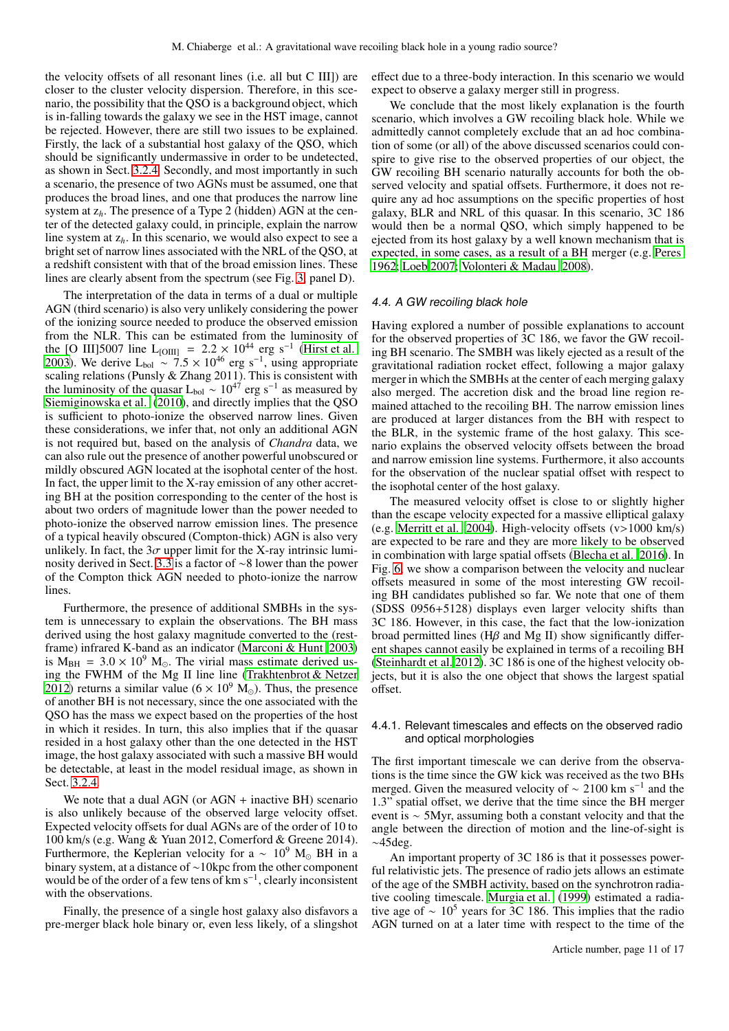the velocity offsets of all resonant lines (i.e. all but C III]) are closer to the cluster velocity dispersion. Therefore, in this scenario, the possibility that the QSO is a background object, which is in-falling towards the galaxy we see in the HST image, cannot be rejected. However, there are still two issues to be explained. Firstly, the lack of a substantial host galaxy of the QSO, which should be significantly undermassive in order to be undetected, as shown in Sect. 3.2.4. Secondly, and most importantly in such a scenario, the presence of two AGNs must be assumed, one that produces the broad lines, and one that produces the narrow line system at $z_h$. The presence of a Type 2 (hidden) AGN at the center of the detected galaxy could, in principle, explain the narrow line system at $z_h$. In this scenario, we would also expect to see a bright set of narrow lines associated with the NRL of the QSO, at a redshift consistent with that of the broad emission lines. These lines are clearly absent from the spectrum (see Fig. 3, panel D).

The interpretation of the data in terms of a dual or multiple AGN (third scenario) is also very unlikely considering the power of the ionizing source needed to produce the observed emission from the NLR. This can be estimated from the luminosity of the [O III]5007 line $L_{[OIII]} = 2.2 \times 10^{44}$ erg s$^{-1}$ (Hirst et al. 2003). We derive $L_{bol} \sim 7.5 \times 10^{46}$ erg s$^{-1}$, using appropriate scaling relations (Punsly & Zhang 2011). This is consistent with the luminosity of the quasar $L_{bol} \sim 10^{47}$ erg s$^{-1}$ as measured by Siemiginowska et al. (2010), and directly implies that the QSO is sufficient to photo-ionize the observed narrow lines. Given these considerations, we infer that, not only an additional AGN is not required but, based on the analysis of *Chandra* data, we can also rule out the presence of another powerful unobscured or mildly obscured AGN located at the isophotal center of the host. In fact, the upper limit to the X-ray emission of any other accreting BH at the position corresponding to the center of the host is about two orders of magnitude lower than the power needed to photo-ionize the observed narrow emission lines. The presence of a typical heavily obscured (Compton-thick) AGN is also very unlikely. In fact, the $3\sigma$ upper limit for the X-ray intrinsic luminosity derived in Sect. 3.3 is a factor of ~8 lower than the power of the Compton thick AGN needed to photo-ionize the narrow lines.

Furthermore, the presence of additional SMBHs in the system is unnecessary to explain the observations. The BH mass derived using the host galaxy magnitude converted to the (rest-frame) infrared K-band as an indicator (Marconi & Hunt 2003) is $M_{BH} = 3.0 \times 10^9$ M$_\odot$. The virial mass estimate derived using the FWHM of the Mg II line line (Trakhtenbrot & Netzer 2012) returns a similar value ($6 \times 10^9$ M$_\odot$). Thus, the presence of another BH is not necessary, since the one associated with the QSO has the mass we expect based on the properties of the host in which it resides. In turn, this also implies that if the quasar resided in a host galaxy other than the one detected in the HST image, the host galaxy associated with such a massive BH would be detectable, at least in the model residual image, as shown in Sect. 3.2.4.

We note that a dual AGN (or AGN + inactive BH) scenario is also unlikely because of the observed large velocity offset. Expected velocity offsets for dual AGNs are of the order of 10 to 100 km/s (e.g. Wang & Yuan 2012, Comerford & Greene 2014). Furthermore, the Keplerian velocity for a $\sim 10^9$ M$_\odot$ BH in a binary system, at a distance of ~10kpc from the other component would be of the order of a few tens of km s$^{-1}$, clearly inconsistent with the observations.

Finally, the presence of a single host galaxy also disfavors a pre-merger black hole binary or, even less likely, of a slingshot effect due to a three-body interaction. In this scenario we would expect to observe a galaxy merger still in progress.

We conclude that the most likely explanation is the fourth scenario, which involves a GW recoiling black hole. While we admittedly cannot completely exclude that an ad hoc combination of some (or all) of the above discussed scenarios could conspire to give rise to the observed properties of our object, the GW recoiling BH scenario naturally accounts for both the observed velocity and spatial offsets. Furthermore, it does not require any ad hoc assumptions on the specific properties of host galaxy, BLR and NRL of this quasar. In this scenario, 3C 186 would then be a normal QSO, which simply happened to be ejected from its host galaxy by a well known mechanism that is expected, in some cases, as a result of a BH merger (e.g. Peres 1962; Loeb 2007; Volonteri & Madau 2008).

### 4.4. A GW recoiling black hole

Having explored a number of possible explanations to account for the observed properties of 3C 186, we favor the GW recoiling BH scenario. The SMBH was likely ejected as a result of the gravitational radiation rocket effect, following a major galaxy merger in which the SMBHs at the center of each merging galaxy also merged. The accretion disk and the broad line region remained attached to the recoiling BH. The narrow emission lines are produced at larger distances from the BH with respect to the BLR, in the systemic frame of the host galaxy. This scenario explains the observed velocity offsets between the broad and narrow emission line systems. Furthermore, it also accounts for the observation of the nuclear spatial offset with respect to the isophotal center of the host galaxy.

The measured velocity offset is close to or slightly higher than the escape velocity expected for a massive elliptical galaxy (e.g. Merritt et al. 2004). High-velocity offsets (v>1000 km/s) are expected to be rare and they are more likely to be observed in combination with large spatial offsets (Blecha et al. 2016). In Fig. 6, we show a comparison between the velocity and nuclear offsets measured in some of the most interesting GW recoiling BH candidates published so far. We note that one of them (SDSS 0956+5128) displays even larger velocity shifts than 3C 186. However, in this case, the fact that the low-ionization broad permitted lines (Hβ and Mg II) show significantly different shapes cannot easily be explained in terms of a recoiling BH (Steinhardt et al. 2012). 3C 186 is one of the highest velocity objects, but it is also the one object that shows the largest spatial offset.

#### 4.4.1. Relevant timescales and effects on the observed radio and optical morphologies

The first important timescale we can derive from the observations is the time since the GW kick was received as the two BHs merged. Given the measured velocity of $\sim 2100$ km s$^{-1}$ and the 1.3" spatial offset, we derive that the time since the BH merger event is ~ 5Myr, assuming both a constant velocity and that the angle between the direction of motion and the line-of-sight is ~45deg.

An important property of 3C 186 is that it possesses powerful relativistic jets. The presence of radio jets allows an estimate of the age of the SMBH activity, based on the synchrotron radiative cooling timescale. Murgia et al. (1999) estimated a radiative age of $\sim 10^5$ years for 3C 186. This implies that the radio AGN turned on at a later time with respect to the time of the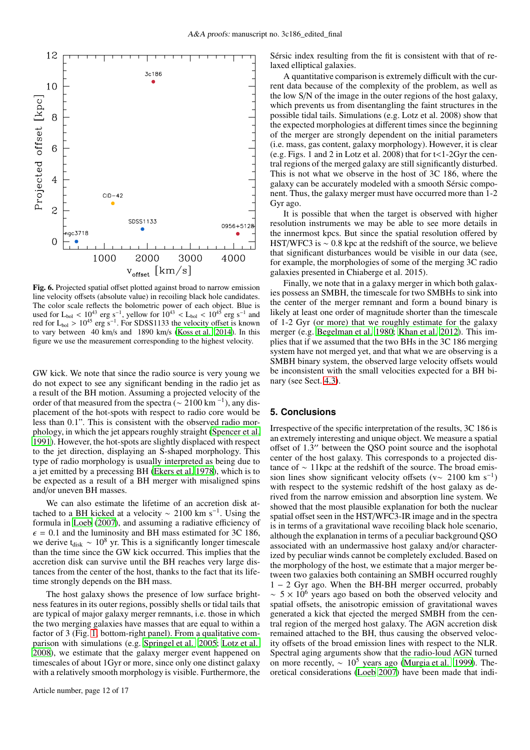**Fig. 6.** Projected spatial offset plotted against broad to narrow emission line velocity offsets (absolute value) in recoiling black hole candidates. The color scale reflects the bolometric power of each object. Blue is used for $L_{bol} < 10^{43}$ erg s$^{-1}$, yellow for $10^{43} < L_{bol} < 10^{45}$ erg s$^{-1}$ and red for $L_{bol} > 10^{45}$ erg s$^{-1}$. For SDSS1133 the velocity offset is known to vary between 40 km/s and 1890 km/s (Koss et al. 2014). In this figure we use the measurement corresponding to the highest velocity.

GW kick. We note that since the radio source is very young we do not expect to see any significant bending in the radio jet as a result of the BH motion. Assuming a projected velocity of the order of that measured from the spectra (∼ 2100 km$^{-1}$), any displacement of the hot-spots with respect to radio core would be less than 0.1". This is consistent with the observed radio morphology, in which the jet appears roughly straight (Spencer et al. 1991). However, the hot-spots are slightly displaced with respect to the jet direction, displaying an S-shaped morphology. This type of radio morphology is usually interpreted as being due to a jet emitted by a precessing BH (Ekers et al. 1978), which is to be expected as a result of a BH merger with misaligned spins and/or uneven BH masses.

We can also estimate the lifetime of an accretion disk attached to a BH kicked at a velocity ∼ 2100 km s$^{-1}$. Using the formula in Loeb (2007), and assuming a radiative efficiency of $\epsilon = 0.1$ and the luminosity and BH mass estimated for 3C 186, we derive $t_{disk} \sim 10^8$ yr. This is a significantly longer timescale than the time since the GW kick occurred. This implies that the accretion disk can survive until the BH reaches very large distances from the center of the host, thanks to the fact that its lifetime strongly depends on the BH mass.

The host galaxy shows the presence of low surface brightness features in its outer regions, possibly shells or tidal tails that are typical of major galaxy merger remnants, i.e. those in which the two merging galaxies have masses that are equal to within a factor of 3 (Fig. 1, bottom-right panel). From a qualitative comparison with simulations (e.g. Springel et al. 2005; Lotz et al. 2008), we estimate that the galaxy merger event happened on timescales of about 1Gyr or more, since only one distinct galaxy with a relatively smooth morphology is visible. Furthermore, the Sérsic index resulting from the fit is consistent with that of relaxed elliptical galaxies.

A quantitative comparison is extremely difficult with the current data because of the complexity of the problem, as well as the low S/N of the image in the outer regions of the host galaxy, which prevents us from disentangling the faint structures in the possible tidal tails. Simulations (e.g. Lotz et al. 2008) show that the expected morphologies at different times since the beginning of the merger are strongly dependent on the initial parameters (i.e. mass, gas content, galaxy morphology). However, it is clear (e.g. Figs. 1 and 2 in Lotz et al. 2008) that for t<1-2Gyr the central regions of the merged galaxy are still significantly disturbed. This is not what we observe in the host of 3C 186, where the galaxy can be accurately modeled with a smooth Sérsic component. Thus, the galaxy merger must have occurred more than 1-2 Gyr ago.

It is possible that when the target is observed with higher resolution instruments we may be able to see more details in the innermost kpcs. But since the spatial resolution offered by HST/WFC3 is ∼ 0.8 kpc at the redshift of the source, we believe that significant disturbances would be visible in our data (see, for example, the morphologies of some of the merging 3C radio galaxies presented in Chiaberge et al. 2015).

Finally, we note that in a galaxy merger in which both galaxies possess an SMBH, the timescale for two SMBHs to sink into the center of the merger remnant and form a bound binary is likely at least one order of magnitude shorter than the timescale of 1-2 Gyr (or more) that we roughly estimate for the galaxy merger (e.g. Begelman et al. 1980; Khan et al. 2012). This implies that if we assumed that the two BHs in the 3C 186 merging system have not merged yet, and that what we are observing is a SMBH binary system, the observed large velocity offsets would be inconsistent with the small velocities expected for a BH binary (see Sect. 4.3).

## 5. Conclusions

Irrespective of the specific interpretation of the results, 3C 186 is an extremely interesting and unique object. We measure a spatial offset of 1.3″ between the QSO point source and the isophotal center of the host galaxy. This corresponds to a projected distance of ∼ 11kpc at the redshift of the source. The broad emission lines show significant velocity offsets (v∼ 2100 km s$^{-1}$) with respect to the systemic redshift of the host galaxy as derived from the narrow emission and absorption line system. We showed that the most plausible explanation for both the nuclear spatial offset seen in the HST/WFC3-IR image and in the spectra is in terms of a gravitational wave recoiling black hole scenario, although the explanation in terms of a peculiar background QSO associated with an undermassive host galaxy and/or characterized by peculiar winds cannot be completely excluded. Based on the morphology of the host, we estimate that a major merger between two galaxies both containing an SMBH occurred roughly 1 − 2 Gyr ago. When the BH-BH merger occurred, probably ∼ $5 \times 10^6$ years ago based on both the observed velocity and spatial offsets, the anisotropic emission of gravitational waves generated a kick that ejected the merged SMBH from the central region of the merged host galaxy. The AGN accretion disk remained attached to the BH, thus causing the observed velocity offsets of the broad emission lines with respect to the NLR. Spectral aging arguments show that the radio-loud AGN turned on more recently, ∼ $10^5$ years ago (Murgia et al. 1999). Theoretical considerations (Loeb 2007) have been made that indi-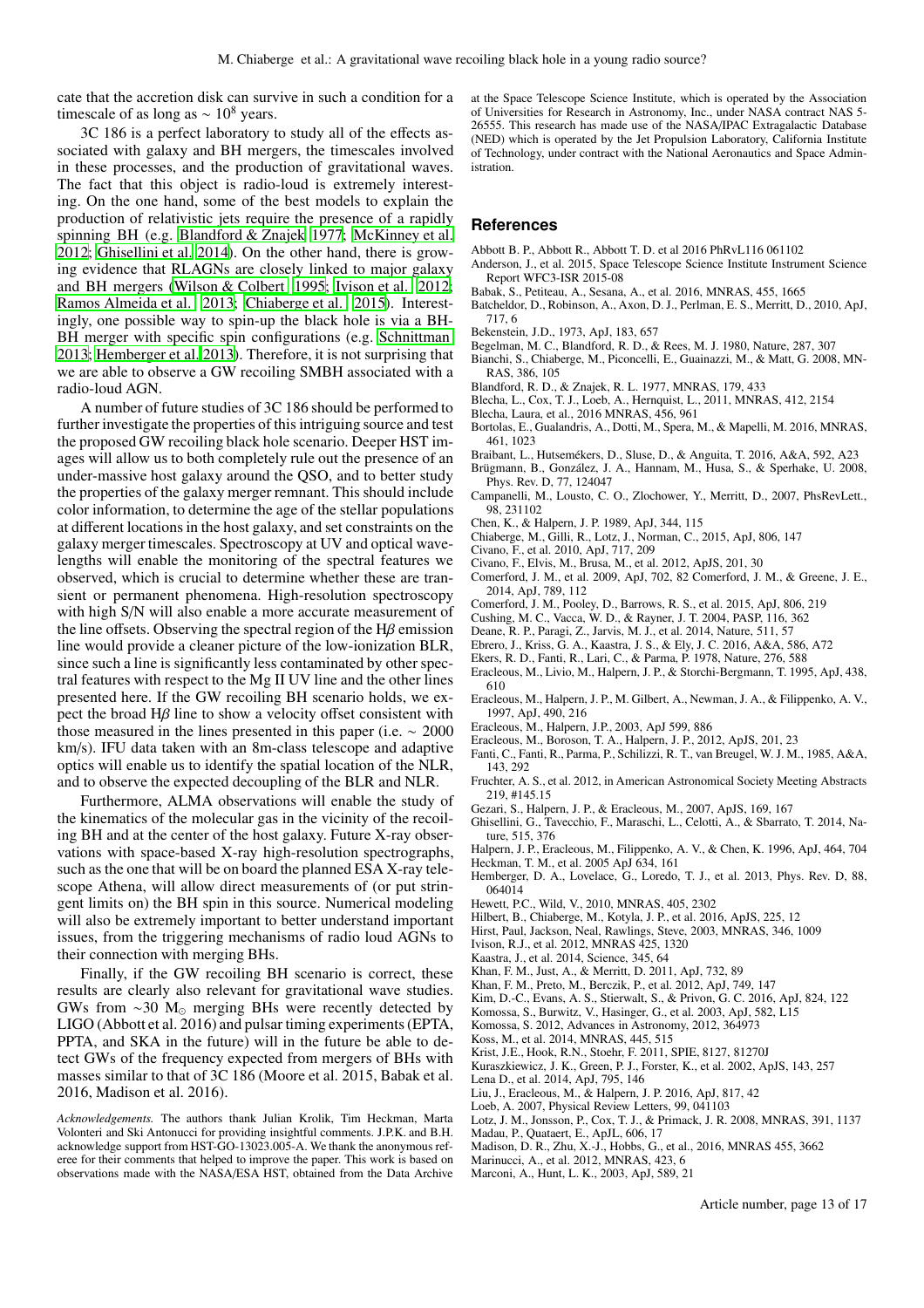cate that the accretion disk can survive in such a condition for a timescale of as long as $\sim 10^8$ years.

3C 186 is a perfect laboratory to study all of the effects associated with galaxy and BH mergers, the timescales involved in these processes, and the production of gravitational waves. The fact that this object is radio-loud is extremely interesting. On the one hand, some of the best models to explain the production of relativistic jets require the presence of a rapidly spinning BH (e.g. Blandford & Znajek 1977; McKinney et al. 2012; Ghisellini et al. 2014). On the other hand, there is growing evidence that RLAGNs are closely linked to major galaxy and BH mergers (Wilson & Colbert 1995; Ivison et al. 2012; Ramos Almeida et al. 2013; Chiaberge et al. 2015). Interestingly, one possible way to spin-up the black hole is via a BH-BH merger with specific spin configurations (e.g. Schnittman 2013; Hemberger et al. 2013). Therefore, it is not surprising that we are able to observe a GW recoiling SMBH associated with a radio-loud AGN.

A number of future studies of 3C 186 should be performed to further investigate the properties of this intriguing source and test the proposed GW recoiling black hole scenario. Deeper HST images will allow us to both completely rule out the presence of an under-massive host galaxy around the QSO, and to better study the properties of the galaxy merger remnant. This should include color information, to determine the age of the stellar populations at different locations in the host galaxy, and set constraints on the galaxy merger timescales. Spectroscopy at UV and optical wavelengths will enable the monitoring of the spectral features we observed, which is crucial to determine whether these are transient or permanent phenomena. High-resolution spectroscopy with high S/N will also enable a more accurate measurement of the line offsets. Observing the spectral region of the H$\beta$ emission line would provide a cleaner picture of the low-ionization BLR, since such a line is significantly less contaminated by other spectral features with respect to the Mg II UV line and the other lines presented here. If the GW recoiling BH scenario holds, we expect the broad H$\beta$ line to show a velocity offset consistent with those measured in the lines presented in this paper (i.e. $\sim$ 2000 km/s). IFU data taken with an 8m-class telescope and adaptive optics will enable us to identify the spatial location of the NLR, and to observe the expected decoupling of the BLR and NLR.

Furthermore, ALMA observations will enable the study of the kinematics of the molecular gas in the vicinity of the recoiling BH and at the center of the host galaxy. Future X-ray observations with space-based X-ray high-resolution spectrographs, such as the one that will be on board the planned ESA X-ray telescope Athena, will allow direct measurements of (or put stringent limits on) the BH spin in this source. Numerical modeling will also be extremely important to better understand important issues, from the triggering mechanisms of radio loud AGNs to their connection with merging BHs.

Finally, if the GW recoiling BH scenario is correct, these results are clearly also relevant for gravitational wave studies. GWs from $\sim$30 $M_\odot$ merging BHs were recently detected by LIGO (Abbott et al. 2016) and pulsar timing experiments (EPTA, PPTA, and SKA in the future) will in the future be able to detect GWs of the frequency expected from mergers of BHs with masses similar to that of 3C 186 (Moore et al. 2015, Babak et al. 2016, Madison et al. 2016).

*Acknowledgements.* The authors thank Julian Krolik, Tim Heckman, Marta Volonteri and Ski Antonucci for providing insightful comments. J.P.K. and B.H. acknowledge support from HST-GO-13023.005-A. We thank the anonymous referee for their comments that helped to improve the paper. This work is based on observations made with the NASA/ESA HST, obtained from the Data Archive at the Space Telescope Science Institute, which is operated by the Association of Universities for Research in Astronomy, Inc., under NASA contract NAS 5-26555. This research has made use of the NASA/IPAC Extragalactic Database (NED) which is operated by the Jet Propulsion Laboratory, California Institute of Technology, under contract with the National Aeronautics and Space Administration.

## References

Abbott B. P., Abbott R., Abbott T. D. et al 2016 PhRvL116 061102
Anderson, J., et al. 2015, Space Telescope Science Institute Instrument Science Report WFC3-ISR 2015-08
Babak, S., Petiteau, A., Sesana, A., et al. 2016, MNRAS, 455, 1665
Batcheldor, D., Robinson, A., Axon, D. J., Perlman, E. S., Merritt, D., 2010, ApJ, 717, 6
Bekenstein, J.D., 1973, ApJ, 183, 657
Begelman, M. C., Blandford, R. D., & Rees, M. J. 1980, Nature, 287, 307
Bianchi, S., Chiaberge, M., Piconcelli, E., Guainazzi, M., & Matt, G. 2008, MNRAS, 386, 105
Blandford, R. D., & Znajek, R. L. 1977, MNRAS, 179, 433
Blecha, L., Cox, T. J., Loeb, A., Hernquist, L., 2011, MNRAS, 412, 2154
Blecha, Laura, et al., 2016 MNRAS, 456, 961
Bortolas, E., Gualandris, A., Dotti, M., Spera, M., & Mapelli, M. 2016, MNRAS, 461, 1023
Braibant, L., Hutsemékers, D., Sluse, D., & Anguita, T. 2016, A&A, 592, A23
Brügmann, B., González, J. A., Hannam, M., Husa, S., & Sperhake, U. 2008, Phys. Rev. D, 77, 124047
Campanelli, M., Lousto, C. O., Zlochower, Y., Merritt, D., 2007, PhsRevLett., 98, 231102
Chen, K., & Halpern, J. P. 1989, ApJ, 344, 115
Chiaberge, M., Gilli, R., Lotz, J., Norman, C., 2015, ApJ, 806, 147
Civano, F., et al. 2010, ApJ, 717, 209
Civano, F., Elvis, M., Brusa, M., et al. 2012, ApJS, 201, 30
Comerford, J. M., et al. 2009, ApJ, 702, 82 Comerford, J. M., & Greene, J. E., 2014, ApJ, 789, 112
Comerford, J. M., Pooley, D., Barrows, R. S., et al. 2015, ApJ, 806, 219
Cushing, M. C., Vacca, W. D., & Rayner, J. T. 2004, PASP, 116, 362
Deane, R. P., Paragi, Z., Jarvis, M. J., et al. 2014, Nature, 511, 57
Ebrero, J., Kriss, G. A., Kaastra, J. S., & Ely, J. C. 2016, A&A, 586, A72
Ekers, R. D., Fanti, R., Lari, C., & Parma, P. 1978, Nature, 276, 588
Eracleous, M., Livio, M., Halpern, J. P., & Storchi-Bergmann, T. 1995, ApJ, 438, 610
Eracleous, M., Halpern, J. P., M. Gilbert, A., Newman, J. A., & Filippenko, A. V., 1997, ApJ, 490, 216
Eracleous, M., Halpern, J.P., 2003, ApJ 599, 886
Eracleous, M., Boroson, T. A., Halpern, J. P., 2012, ApJS, 201, 23
Fanti, C., Fanti, R., Parma, P., Schilizzi, R. T., van Breugel, W. J. M., 1985, A&A, 143, 292
Fruchter, A. S., et al. 2012, in American Astronomical Society Meeting Abstracts 219, #145.15
Gezari, S., Halpern, J. P., & Eracleous, M., 2007, ApJS, 169, 167
Ghisellini, G., Tavecchio, F., Maraschi, L., Celotti, A., & Sbarrato, T. 2014, Nature, 515, 376
Halpern, J. P., Eracleous, M., Filippenko, A. V., & Chen, K. 1996, ApJ, 464, 704
Heckman, T. M., et al. 2005 ApJ 634, 161
Hemberger, D. A., Lovelace, G., Loredo, T. J., et al. 2013, Phys. Rev. D, 88, 064014
Hewett, P.C., Wild, V., 2010, MNRAS, 405, 2302
Hilbert, B., Chiaberge, M., Kotyla, J. P., et al. 2016, ApJS, 225, 12
Hirst, Paul, Jackson, Neal, Rawlings, Steve, 2003, MNRAS, 346, 1009
Ivison, R.J., et al. 2012, MNRAS 425, 1320
Kaastra, J., et al. 2014, Science, 345, 64
Khan, F. M., Just, A., & Merritt, D. 2011, ApJ, 732, 89
Khan, F. M., Preto, M., Berczik, P., et al. 2012, ApJ, 749, 147
Kim, D.-C., Evans, A. S., Stierwalt, S., & Privon, G. C. 2016, ApJ, 824, 122
Komossa, S., Burwitz, V., Hasinger, G., et al. 2003, ApJ, 582, L15
Komossa, S. 2012, Advances in Astronomy, 2012, 364973
Koss, M., et al. 2014, MNRAS, 445, 515
Krist, J.E., Hook, R.N., Stoehr, F. 2011, SPIE, 8127, 81270J
Kuraszkiewicz, J. K., Green, P. J., Forster, K., et al. 2002, ApJS, 143, 257
Lena D., et al. 2014, ApJ, 795, 146
Liu, J., Eracleous, M., & Halpern, J. P. 2016, ApJ, 817, 42
Loeb, A. 2007, Physical Review Letters, 99, 041103
Lotz, J. M., Jonsson, P., Cox, T. J., & Primack, J. R. 2008, MNRAS, 391, 1137
Madau, P., Quataert, E., ApJL, 606, 17
Madison, D. R., Zhu, X.-J., Hobbs, G., et al., 2016, MNRAS 455, 3662
Marinucci, A., et al. 2012, MNRAS, 423, 6
Marconi, A., Hunt, L. K., 2003, ApJ, 589, 21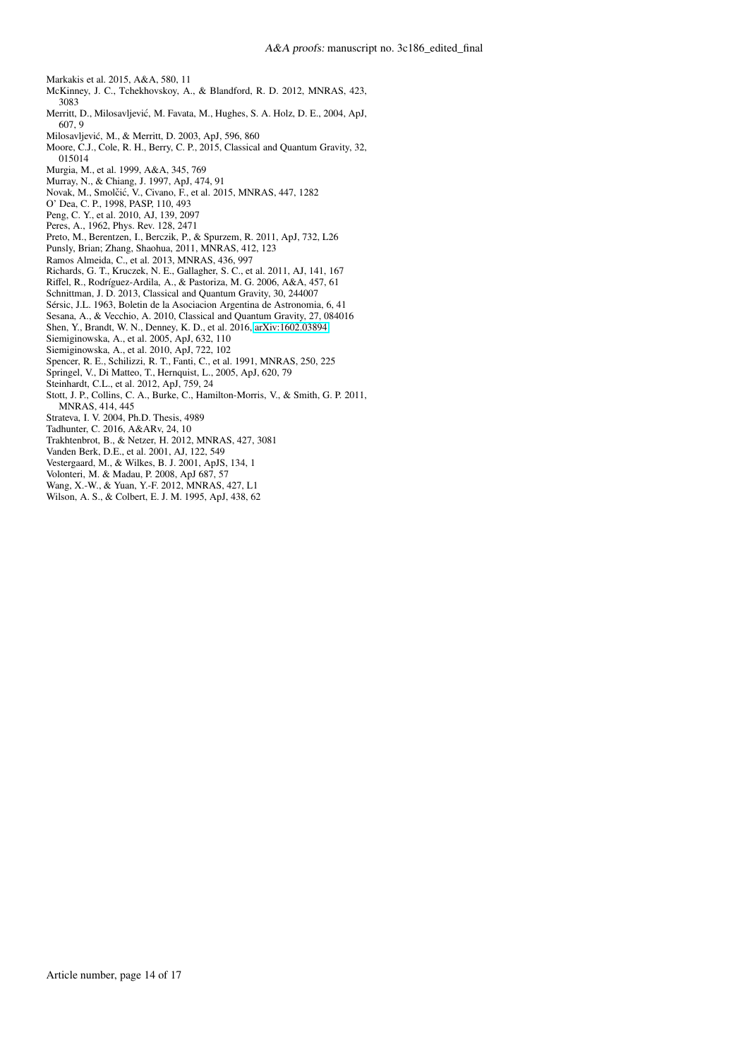Markakis et al. 2015, A&A, 580, 11

McKinney, J. C., Tchekhovskoy, A., & Blandford, R. D. 2012, MNRAS, 423, 3083

Merritt, D., Milosavljević, M. Favata, M., Hughes, S. A. Holz, D. E., 2004, ApJ, 607, 9

Milosavljević, M., & Merritt, D. 2003, ApJ, 596, 860

Moore, C.J., Cole, R. H., Berry, C. P., 2015, Classical and Quantum Gravity, 32, 015014

Murgia, M., et al. 1999, A&A, 345, 769

Murray, N., & Chiang, J. 1997, ApJ, 474, 91

Novak, M., Smolčić, V., Civano, F., et al. 2015, MNRAS, 447, 1282

O' Dea, C. P., 1998, PASP, 110, 493

Peng, C. Y., et al. 2010, AJ, 139, 2097

Peres, A., 1962, Phys. Rev. 128, 2471

Preto, M., Berentzen, I., Berczik, P., & Spurzem, R. 2011, ApJ, 732, L26

Punsly, Brian; Zhang, Shaohua, 2011, MNRAS, 412, 123

Ramos Almeida, C., et al. 2013, MNRAS, 436, 997

Richards, G. T., Kruczek, N. E., Gallagher, S. C., et al. 2011, AJ, 141, 167

Riffel, R., Rodríguez-Ardila, A., & Pastoriza, M. G. 2006, A&A, 457, 61

Schnittman, J. D. 2013, Classical and Quantum Gravity, 30, 244007

Sérsic, J.L. 1963, Boletin de la Asociacion Argentina de Astronomia, 6, 41

Sesana, A., & Vecchio, A. 2010, Classical and Quantum Gravity, 27, 084016

Shen, Y., Brandt, W. N., Denney, K. D., et al. 2016, arXiv:1602.03894

Siemiginowska, A., et al. 2005, ApJ, 632, 110

Siemiginowska, A., et al. 2010, ApJ, 722, 102

Spencer, R. E., Schilizzi, R. T., Fanti, C., et al. 1991, MNRAS, 250, 225

Springel, V., Di Matteo, T., Hernquist, L., 2005, ApJ, 620, 79

Steinhardt, C.L., et al. 2012, ApJ, 759, 24

Stott, J. P., Collins, C. A., Burke, C., Hamilton-Morris, V., & Smith, G. P. 2011, MNRAS, 414, 445

Strateva, I. V. 2004, Ph.D. Thesis, 4989

Tadhunter, C. 2016, A&ARv, 24, 10

Trakhtenbrot, B., & Netzer, H. 2012, MNRAS, 427, 3081

Vanden Berk, D.E., et al. 2001, AJ, 122, 549

Vestergaard, M., & Wilkes, B. J. 2001, ApJS, 134, 1

Volonteri, M. & Madau, P. 2008, ApJ 687, 57

Wang, X.-W., & Yuan, Y.-F. 2012, MNRAS, 427, L1

Wilson, A. S., & Colbert, E. J. M. 1995, ApJ, 438, 62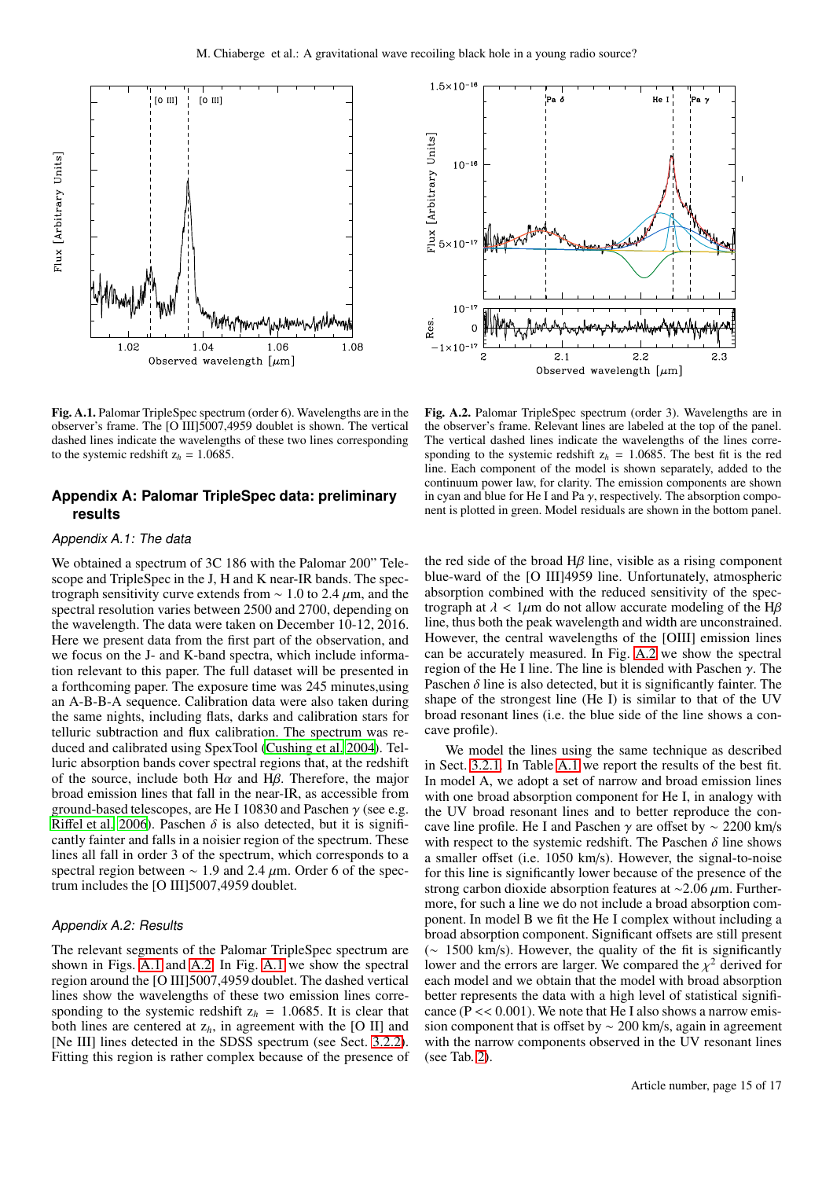Fig. A.1. Palomar TripleSpec spectrum (order 6). Wavelengths are in the observer's frame. The [O III]5007,4959 doublet is shown. The vertical dashed lines indicate the wavelengths of these two lines corresponding to the systemic redshift $z_h = 1.0685$.

Fig. A.2. Palomar TripleSpec spectrum (order 3). Wavelengths are in the observer's frame. Relevant lines are labeled at the top of the panel. The vertical dashed lines indicate the wavelengths of the lines corresponding to the systemic redshift $z_h = 1.0685$. The best fit is the red line. Each component of the model is shown separately, added to the continuum power law, for clarity. The emission components are shown in cyan and blue for He I and Pa $\gamma$, respectively. The absorption component is plotted in green. Model residuals are shown in the bottom panel.

## Appendix A: Palomar TripleSpec data: preliminary results

### Appendix A.1: The data

We obtained a spectrum of 3C 186 with the Palomar 200" Telescope and TripleSpec in the J, H and K near-IR bands. The spectrograph sensitivity curve extends from $\sim 1.0$ to 2.4 $\mu$m, and the spectral resolution varies between 2500 and 2700, depending on the wavelength. The data were taken on December 10-12, 2016. Here we present data from the first part of the observation, and we focus on the J- and K-band spectra, which include information relevant to this paper. The full dataset will be presented in a forthcoming paper. The exposure time was 245 minutes,using an A-B-B-A sequence. Calibration data were also taken during the same nights, including flats, darks and calibration stars for telluric subtraction and flux calibration. The spectrum was reduced and calibrated using SpexTool (Cushing et al. 2004). Telluric absorption bands cover spectral regions that, at the redshift of the source, include both H$\alpha$ and H$\beta$. Therefore, the major broad emission lines that fall in the near-IR, as accessible from ground-based telescopes, are He I 10830 and Paschen $\gamma$ (see e.g. Riffel et al. 2006). Paschen $\delta$ is also detected, but it is significantly fainter and falls in a noisier region of the spectrum. These lines all fall in order 3 of the spectrum, which corresponds to a spectral region between $\sim 1.9$ and 2.4 $\mu$m. Order 6 of the spectrum includes the [O III]5007,4959 doublet.

### Appendix A.2: Results

The relevant segments of the Palomar TripleSpec spectrum are shown in Figs. A.1 and A.2. In Fig. A.1 we show the spectral region around the [O III]5007,4959 doublet. The dashed vertical lines show the wavelengths of these two emission lines corresponding to the systemic redshift $z_h = 1.0685$. It is clear that both lines are centered at $z_h$, in agreement with the [O II] and [Ne III] lines detected in the SDSS spectrum (see Sect. 3.2.2). Fitting this region is rather complex because of the presence of the red side of the broad H$\beta$ line, visible as a rising component blue-ward of the [O III]4959 line. Unfortunately, atmospheric absorption combined with the reduced sensitivity of the spectrograph at $\lambda < 1\mu$m do not allow accurate modeling of the H$\beta$ line, thus both the peak wavelength and width are unconstrained. However, the central wavelengths of the [OIII] emission lines can be accurately measured. In Fig. A.2 we show the spectral region of the He I line. The line is blended with Paschen $\gamma$. The Paschen $\delta$ line is also detected, but it is significantly fainter. The shape of the strongest line (He I) is similar to that of the UV broad resonant lines (i.e. the blue side of the line shows a concave profile).

We model the lines using the same technique as described in Sect. 3.2.1. In Table A.1 we report the results of the best fit. In model A, we adopt a set of narrow and broad emission lines with one broad absorption component for He I, in analogy with the UV broad resonant lines and to better reproduce the concave line profile. He I and Paschen $\gamma$ are offset by $\sim 2200$ km/s with respect to the systemic redshift. The Paschen $\delta$ line shows a smaller offset (i.e. 1050 km/s). However, the signal-to-noise for this line is significantly lower because of the presence of the strong carbon dioxide absorption features at $\sim$2.06 $\mu$m. Furthermore, for such a line we do not include a broad absorption component. In model B we fit the He I complex without including a broad absorption component. Significant offsets are still present ($\sim 1500$ km/s). However, the quality of the fit is significantly lower and the errors are larger. We compared the $\chi^2$ derived for each model and we obtain that the model with broad absorption better represents the data with a high level of statistical significance ($P << 0.001$). We note that He I also shows a narrow emission component that is offset by $\sim 200$ km/s, again in agreement with the narrow components observed in the UV resonant lines (see Tab. 2).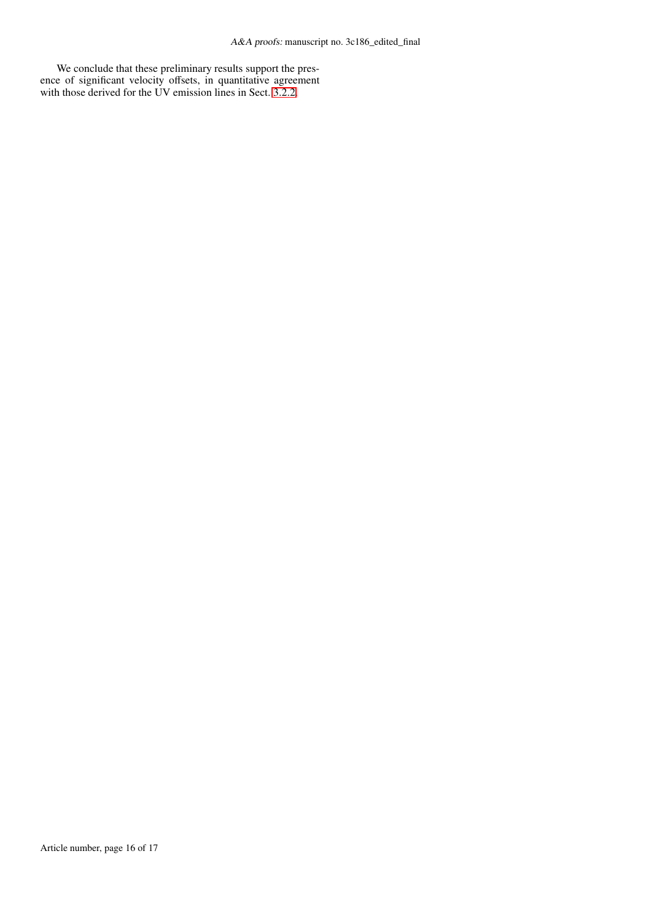We conclude that these preliminary results support the presence of significant velocity offsets, in quantitative agreement with those derived for the UV emission lines in Sect. 3.2.2.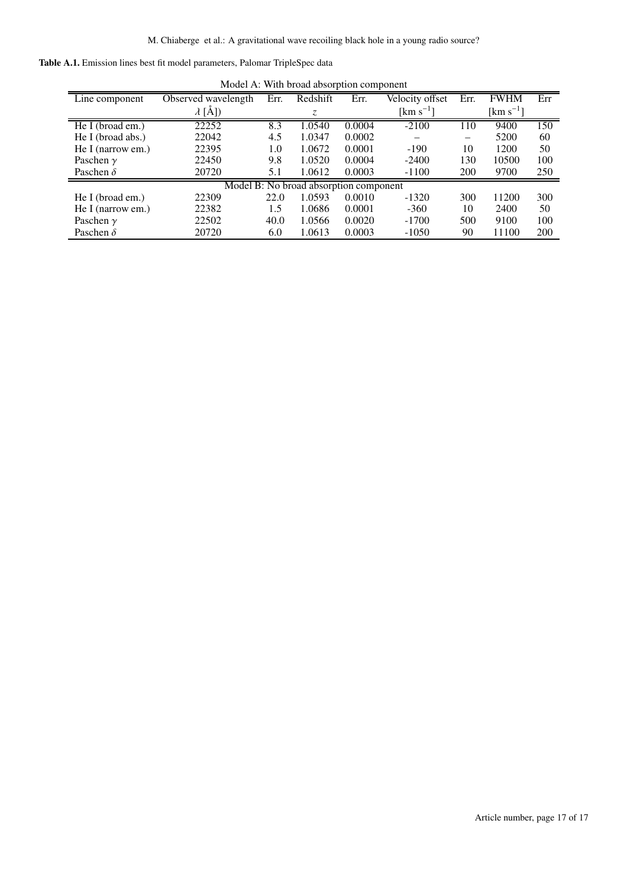**Table A.1.** Emission lines best fit model parameters, Palomar TripleSpec data

| Line component | Observed wavelength $\lambda$ [Å]) | Err. | Redshift $z$ | Err. | Velocity offset [km s$^{-1}$] | Err. | FWHM [km s$^{-1}$] | Err |
|---|---|---|---|---|---|---|---|---|
| Model A: With broad absorption component | | | | | | | | |
| He I (broad em.) | 22252 | 8.3 | 1.0540 | 0.0004 | -2100 | 110 | 9400 | 150 |
| He I (broad abs.) | 22042 | 4.5 | 1.0347 | 0.0002 | – | – | 5200 | 60 |
| He I (narrow em.) | 22395 | 1.0 | 1.0672 | 0.0001 | -190 | 10 | 1200 | 50 |
| Paschen $\gamma$ | 22450 | 9.8 | 1.0520 | 0.0004 | -2400 | 130 | 10500 | 100 |
| Paschen $\delta$ | 20720 | 5.1 | 1.0612 | 0.0003 | -1100 | 200 | 9700 | 250 |
| Model B: No broad absorption component | | | | | | | | |
| He I (broad em.) | 22309 | 22.0 | 1.0593 | 0.0010 | -1320 | 300 | 11200 | 300 |
| He I (narrow em.) | 22382 | 1.5 | 1.0686 | 0.0001 | -360 | 10 | 2400 | 50 |
| Paschen $\gamma$ | 22502 | 40.0 | 1.0566 | 0.0020 | -1700 | 500 | 9100 | 100 |
| Paschen $\delta$ | 20720 | 6.0 | 1.0613 | 0.0003 | -1050 | 90 | 11100 | 200 |